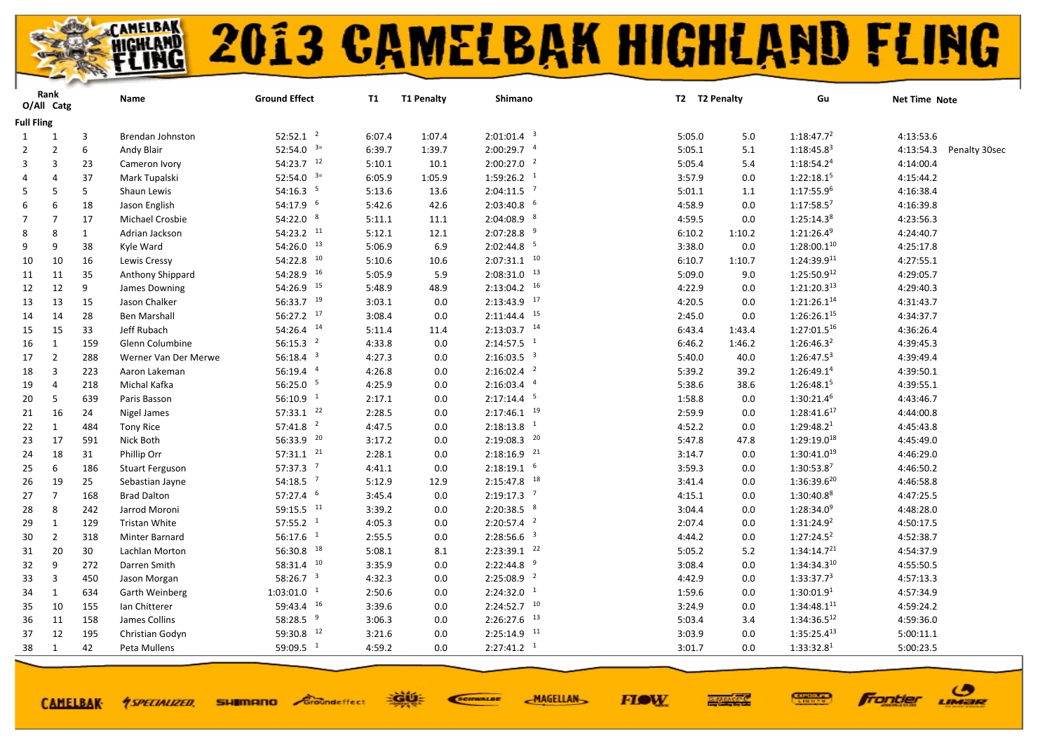# 2013 CAMELBAK HIGHLAND FLING

| Rank O/All | Catg | | Name | Ground Effect | | T1 | T1 Penalty | Shimano | | T2 | T2 Penalty | Gu | Net Time | Note |
|---|---|---|---|---|---|---|---|---|---|---|---|---|---|---|
| **Full Fling** | | | | | | | | | | | | | | |
| 1 | 1 | 3 | Brendan Johnston | 52:52.1 | 2 | 6:07.4 | 1:07.4 | 2:01:01.4 | 3 | 5:05.0 | 5.0 | 1:18:47.7[2] | 4:13:53.6 | |
| 2 | 2 | 6 | Andy Blair | 52:54.0 | 3= | 6:39.7 | 1:39.7 | 2:00:29.7 | 4 | 5:05.1 | 5.1 | 1:18:45.8[3] | 4:13:54.3 | Penalty 30sec |
| 3 | 3 | 23 | Cameron Ivory | 54:23.7 | 12 | 5:10.1 | 10.1 | 2:00:27.0 | 2 | 5:05.4 | 5.4 | 1:18:54.2[4] | 4:14:00.4 | |
| 4 | 4 | 37 | Mark Tupalski | 52:54.0 | 3= | 6:05.9 | 1:05.9 | 1:59:26.2 | 1 | 3:57.9 | 0.0 | 1:22:18.1[5] | 4:15:44.2 | |
| 5 | 5 | 5 | Shaun Lewis | 54:16.3 | 5 | 5:13.6 | 13.6 | 2:04:11.5 | 7 | 5:01.1 | 1.1 | 1:17:55.9[6] | 4:16:38.4 | |
| 6 | 6 | 18 | Jason English | 54:17.9 | 6 | 5:42.6 | 42.6 | 2:03:40.8 | 6 | 4:58.9 | 0.0 | 1:17:58.5[7] | 4:16:39.8 | |
| 7 | 7 | 17 | Michael Crosbie | 54:22.0 | 8 | 5:11.1 | 11.1 | 2:04:08.9 | 8 | 4:59.5 | 0.0 | 1:25:14.3[8] | 4:23:56.3 | |
| 8 | 8 | 1 | Adrian Jackson | 54:23.2 | 11 | 5:12.1 | 12.1 | 2:07:28.8 | 9 | 6:10.2 | 1:10.2 | 1:21:26.4[9] | 4:24:40.7 | |
| 9 | 9 | 38 | Kyle Ward | 54:26.0 | 13 | 5:06.9 | 6.9 | 2:02:44.8 | 5 | 3:38.0 | 0.0 | 1:28:00.1[10] | 4:25:17.8 | |
| 10 | 10 | 16 | Lewis Cressy | 54:22.8 | 10 | 5:10.6 | 10.6 | 2:07:31.1 | 10 | 6:10.7 | 1:10.7 | 1:24:39.9[11] | 4:27:55.1 | |
| 11 | 11 | 35 | Anthony Shippard | 54:28.9 | 16 | 5:05.9 | 5.9 | 2:08:31.0 | 13 | 5:09.0 | 9.0 | 1:25:50.9[12] | 4:29:05.7 | |
| 12 | 12 | 9 | James Downing | 54:26.9 | 15 | 5:48.9 | 48.9 | 2:13:04.2 | 16 | 4:22.9 | 0.0 | 1:21:20.3[13] | 4:29:40.3 | |
| 13 | 13 | 15 | Jason Chalker | 56:33.7 | 19 | 3:03.1 | 0.0 | 2:13:43.9 | 17 | 4:20.5 | 0.0 | 1:21:26.1[14] | 4:31:43.7 | |
| 14 | 14 | 28 | Ben Marshall | 56:27.2 | 17 | 3:08.4 | 0.0 | 2:11:44.4 | 15 | 2:45.0 | 0.0 | 1:26:26.1[15] | 4:34:37.7 | |
| 15 | 15 | 33 | Jeff Rubach | 54:26.4 | 14 | 5:11.4 | 11.4 | 2:13:03.7 | 14 | 6:43.4 | 1:43.4 | 1:27:01.5[16] | 4:36:26.4 | |
| 16 | 1 | 159 | Glenn Columbine | 56:15.3 | 2 | 4:33.8 | 0.0 | 2:14:57.5 | 1 | 6:46.2 | 1:46.2 | 1:26:46.3[2] | 4:39:45.3 | |
| 17 | 2 | 288 | Werner Van Der Merwe | 56:18.4 | 3 | 4:27.3 | 0.0 | 2:16:03.5 | 3 | 5:40.0 | 40.0 | 1:26:47.5[3] | 4:39:49.4 | |
| 18 | 3 | 223 | Aaron Lakeman | 56:19.4 | 4 | 4:26.8 | 0.0 | 2:16:02.4 | 2 | 5:39.2 | 39.2 | 1:26:49.1[4] | 4:39:50.1 | |
| 19 | 4 | 218 | Michal Kafka | 56:25.0 | 5 | 4:25.9 | 0.0 | 2:16:03.4 | 4 | 5:38.6 | 38.6 | 1:26:48.1[5] | 4:39:55.1 | |
| 20 | 5 | 639 | Paris Basson | 56:10.9 | 1 | 2:17.1 | 0.0 | 2:17:14.4 | 5 | 1:58.8 | 0.0 | 1:30:21.4[6] | 4:43:46.7 | |
| 21 | 16 | 24 | Nigel James | 57:33.1 | 22 | 2:28.5 | 0.0 | 2:17:46.1 | 19 | 2:59.9 | 0.0 | 1:28:41.6[17] | 4:44:00.8 | |
| 22 | 1 | 484 | Tony Rice | 57:41.8 | 2 | 4:47.5 | 0.0 | 2:18:13.8 | 1 | 4:52.2 | 0.0 | 1:29:48.2[1] | 4:45:43.8 | |
| 23 | 17 | 591 | Nick Both | 56:33.9 | 20 | 3:17.2 | 0.0 | 2:19:08.3 | 20 | 5:47.8 | 47.8 | 1:29:19.0[18] | 4:45:49.0 | |
| 24 | 18 | 31 | Phillip Orr | 57:31.1 | 21 | 2:28.1 | 0.0 | 2:18:16.9 | 21 | 3:14.7 | 0.0 | 1:30:41.0[19] | 4:46:29.0 | |
| 25 | 6 | 186 | Stuart Ferguson | 57:37.3 | 7 | 4:41.1 | 0.0 | 2:18:19.1 | 6 | 3:59.3 | 0.0 | 1:30:53.8[7] | 4:46:50.2 | |
| 26 | 19 | 25 | Sebastian Jayne | 54:18.5 | 7 | 5:12.9 | 12.9 | 2:15:47.8 | 18 | 3:41.4 | 0.0 | 1:36:39.6[20] | 4:46:58.8 | |
| 27 | 7 | 168 | Brad Dalton | 57:27.4 | 6 | 3:45.4 | 0.0 | 2:19:17.3 | 7 | 4:15.1 | 0.0 | 1:30:40.8[8] | 4:47:25.5 | |
| 28 | 8 | 242 | Jarrod Moroni | 59:15.5 | 11 | 3:39.2 | 0.0 | 2:20:38.5 | 8 | 3:04.4 | 0.0 | 1:28:34.0[9] | 4:48:28.0 | |
| 29 | 1 | 129 | Tristan White | 57:55.2 | 1 | 4:05.3 | 0.0 | 2:20:57.4 | 2 | 2:07.4 | 0.0 | 1:31:24.9[2] | 4:50:17.5 | |
| 30 | 2 | 318 | Minter Barnard | 56:17.6 | 1 | 2:55.5 | 0.0 | 2:28:56.6 | 3 | 4:44.2 | 0.0 | 1:27:24.5[2] | 4:52:38.7 | |
| 31 | 20 | 30 | Lachlan Morton | 56:30.8 | 18 | 5:08.1 | 8.1 | 2:23:39.1 | 22 | 5:05.2 | 5.2 | 1:34:14.7[21] | 4:54:37.9 | |
| 32 | 9 | 272 | Darren Smith | 58:31.4 | 10 | 3:35.9 | 0.0 | 2:22:44.8 | 9 | 3:08.4 | 0.0 | 1:34:34.3[10] | 4:55:50.5 | |
| 33 | 3 | 450 | Jason Morgan | 58:26.7 | 3 | 4:32.3 | 0.0 | 2:25:08.9 | 2 | 4:42.9 | 0.0 | 1:33:37.7[3] | 4:57:13.3 | |
| 34 | 1 | 634 | Garth Weinberg | 1:03:01.0 | 1 | 2:50.6 | 0.0 | 2:24:32.0 | 1 | 1:59.6 | 0.0 | 1:30:01.9[1] | 4:57:34.9 | |
| 35 | 10 | 155 | Ian Chitterer | 59:43.4 | 16 | 3:39.6 | 0.0 | 2:24:52.7 | 10 | 3:24.9 | 0.0 | 1:34:48.1[11] | 4:59:24.2 | |
| 36 | 11 | 158 | James Collins | 58:28.5 | 9 | 3:06.3 | 0.0 | 2:26:27.6 | 13 | 5:03.4 | 3.4 | 1:34:36.5[12] | 4:59:36.0 | |
| 37 | 12 | 195 | Christian Godyn | 59:30.8 | 12 | 3:21.6 | 0.0 | 2:25:14.9 | 11 | 3:03.9 | 0.0 | 1:35:25.4[13] | 5:00:11.1 | |
| 38 | 1 | 42 | Peta Mullens | 59:09.5 | 1 | 4:59.2 | 0.0 | 2:27:41.2 | 1 | 3:01.7 | 0.0 | 1:33:32.8[1] | 5:00:23.5 | |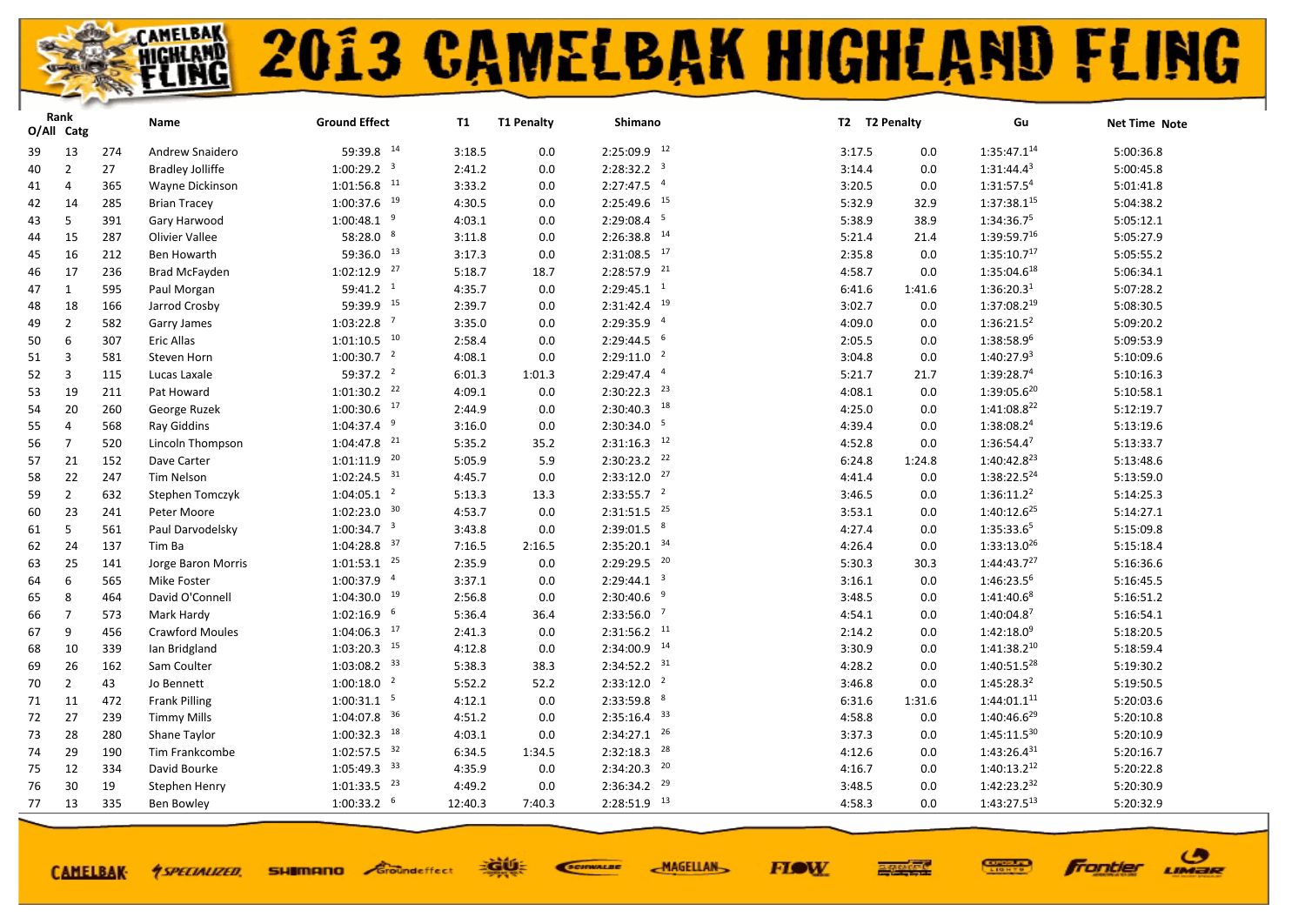# 2013 CAMELBAK HIGHLAND FLING

| Rank O/All | Catg | | Name | Ground Effect | T1 | T1 Penalty | Shimano | T2 | T2 Penalty | Gu | Net Time | Note |
|---|---|---|---|---|---|---|---|---|---|---|---|---|
| 39 | 13 | 274 | Andrew Snaidero | 59:39.8 [14] | 3:18.5 | 0.0 | 2:25:09.9 [12] | 3:17.5 | 0.0 | 1:35:47.1 [14] | 5:00:36.8 | |
| 40 | 2 | 27 | Bradley Jolliffe | 1:00:29.2 [3] | 2:41.2 | 0.0 | 2:28:32.2 [3] | 3:14.4 | 0.0 | 1:31:44.4 [3] | 5:00:45.8 | |
| 41 | 4 | 365 | Wayne Dickinson | 1:01:56.8 [11] | 3:33.2 | 0.0 | 2:27:47.5 [4] | 3:20.5 | 0.0 | 1:31:57.5 [4] | 5:01:41.8 | |
| 42 | 14 | 285 | Brian Tracey | 1:00:37.6 [19] | 4:30.5 | 0.0 | 2:25:49.6 [15] | 5:32.9 | 32.9 | 1:37:38.1 [15] | 5:04:38.2 | |
| 43 | 5 | 391 | Gary Harwood | 1:00:48.1 [9] | 4:03.1 | 0.0 | 2:29:08.4 [5] | 5:38.9 | 38.9 | 1:34:36.7 [5] | 5:05:12.1 | |
| 44 | 15 | 287 | Olivier Vallee | 58:28.0 [8] | 3:11.8 | 0.0 | 2:26:38.8 [14] | 5:21.4 | 21.4 | 1:39:59.7 [16] | 5:05:27.9 | |
| 45 | 16 | 212 | Ben Howarth | 59:36.0 [13] | 3:17.3 | 0.0 | 2:31:08.5 [17] | 2:35.8 | 0.0 | 1:35:10.7 [17] | 5:05:55.2 | |
| 46 | 17 | 236 | Brad McFayden | 1:02:12.9 [27] | 5:18.7 | 18.7 | 2:28:57.9 [21] | 4:58.7 | 0.0 | 1:35:04.6 [18] | 5:06:34.1 | |
| 47 | 1 | 595 | Paul Morgan | 59:41.2 [1] | 4:35.7 | 0.0 | 2:29:45.1 [1] | 6:41.6 | 1:41.6 | 1:36:20.3 [1] | 5:07:28.2 | |
| 48 | 18 | 166 | Jarrod Crosby | 59:39.9 [15] | 2:39.7 | 0.0 | 2:31:42.4 [19] | 3:02.7 | 0.0 | 1:37:08.2 [19] | 5:08:30.5 | |
| 49 | 2 | 582 | Garry James | 1:03:22.8 [7] | 3:35.0 | 0.0 | 2:29:35.9 [4] | 4:09.0 | 0.0 | 1:36:21.5 [2] | 5:09:20.2 | |
| 50 | 6 | 307 | Eric Allas | 1:01:10.5 [10] | 2:58.4 | 0.0 | 2:29:44.5 [6] | 2:05.5 | 0.0 | 1:38:58.9 [6] | 5:09:53.9 | |
| 51 | 3 | 581 | Steven Horn | 1:00:30.7 [2] | 4:08.1 | 0.0 | 2:29:11.0 [2] | 3:04.8 | 0.0 | 1:40:27.9 [3] | 5:10:09.6 | |
| 52 | 3 | 115 | Lucas Laxale | 59:37.2 [2] | 6:01.3 | 1:01.3 | 2:29:47.4 [4] | 5:21.7 | 21.7 | 1:39:28.7 [4] | 5:10:16.3 | |
| 53 | 19 | 211 | Pat Howard | 1:01:30.2 [22] | 4:09.1 | 0.0 | 2:30:22.3 [23] | 4:08.1 | 0.0 | 1:39:05.6 [20] | 5:10:58.1 | |
| 54 | 20 | 260 | George Ruzek | 1:00:30.6 [17] | 2:44.9 | 0.0 | 2:30:40.3 [18] | 4:25.0 | 0.0 | 1:41:08.8 [22] | 5:12:19.7 | |
| 55 | 4 | 568 | Ray Giddins | 1:04:37.4 [9] | 3:16.0 | 0.0 | 2:30:34.0 [5] | 4:39.4 | 0.0 | 1:38:08.2 [4] | 5:13:19.6 | |
| 56 | 7 | 520 | Lincoln Thompson | 1:04:47.8 [21] | 5:35.2 | 35.2 | 2:31:16.3 [12] | 4:52.8 | 0.0 | 1:36:54.4 [7] | 5:13:33.7 | |
| 57 | 21 | 152 | Dave Carter | 1:01:11.9 [20] | 5:05.9 | 5.9 | 2:30:23.2 [22] | 6:24.8 | 1:24.8 | 1:40:42.8 [23] | 5:13:48.6 | |
| 58 | 22 | 247 | Tim Nelson | 1:02:24.5 [31] | 4:45.7 | 0.0 | 2:33:12.0 [27] | 4:41.4 | 0.0 | 1:38:22.5 [24] | 5:13:59.0 | |
| 59 | 2 | 632 | Stephen Tomczyk | 1:04:05.1 [2] | 5:13.3 | 13.3 | 2:33:55.7 [2] | 3:46.5 | 0.0 | 1:36:11.2 [2] | 5:14:25.3 | |
| 60 | 23 | 241 | Peter Moore | 1:02:23.0 [30] | 4:53.7 | 0.0 | 2:31:51.5 [25] | 3:53.1 | 0.0 | 1:40:12.6 [25] | 5:14:27.1 | |
| 61 | 5 | 561 | Paul Darvodelsky | 1:00:34.7 [3] | 3:43.8 | 0.0 | 2:39:01.5 [8] | 4:27.4 | 0.0 | 1:35:33.6 [5] | 5:15:09.8 | |
| 62 | 24 | 137 | Tim Ba | 1:04:28.8 [37] | 7:16.5 | 2:16.5 | 2:35:20.1 [34] | 4:26.4 | 0.0 | 1:33:13.0 [26] | 5:15:18.4 | |
| 63 | 25 | 141 | Jorge Baron Morris | 1:01:53.1 [25] | 2:35.9 | 0.0 | 2:29:29.5 [20] | 5:30.3 | 30.3 | 1:44:43.7 [27] | 5:16:36.6 | |
| 64 | 6 | 565 | Mike Foster | 1:00:37.9 [4] | 3:37.1 | 0.0 | 2:29:44.1 [3] | 3:16.1 | 0.0 | 1:46:23.5 [6] | 5:16:45.5 | |
| 65 | 8 | 464 | David O'Connell | 1:04:30.0 [19] | 2:56.8 | 0.0 | 2:30:40.6 [9] | 3:48.5 | 0.0 | 1:41:40.6 [8] | 5:16:51.2 | |
| 66 | 7 | 573 | Mark Hardy | 1:02:16.9 [6] | 5:36.4 | 36.4 | 2:33:56.0 [7] | 4:54.1 | 0.0 | 1:40:04.8 [7] | 5:16:54.1 | |
| 67 | 9 | 456 | Crawford Moules | 1:04:06.3 [17] | 2:41.3 | 0.0 | 2:31:56.2 [11] | 2:14.2 | 0.0 | 1:42:18.0 [9] | 5:18:20.5 | |
| 68 | 10 | 339 | Ian Bridgland | 1:03:20.3 [15] | 4:12.8 | 0.0 | 2:34:00.9 [14] | 3:30.9 | 0.0 | 1:41:38.2 [10] | 5:18:59.4 | |
| 69 | 26 | 162 | Sam Coulter | 1:03:08.2 [33] | 5:38.3 | 38.3 | 2:34:52.2 [31] | 4:28.2 | 0.0 | 1:40:51.5 [28] | 5:19:30.2 | |
| 70 | 2 | 43 | Jo Bennett | 1:00:18.0 [2] | 5:52.2 | 52.2 | 2:33:12.0 [2] | 3:46.8 | 0.0 | 1:45:28.3 [2] | 5:19:50.5 | |
| 71 | 11 | 472 | Frank Pilling | 1:00:31.1 [5] | 4:12.1 | 0.0 | 2:33:59.8 [8] | 6:31.6 | 1:31.6 | 1:44:01.1 [11] | 5:20:03.6 | |
| 72 | 27 | 239 | Timmy Mills | 1:04:07.8 [36] | 4:51.2 | 0.0 | 2:35:16.4 [33] | 4:58.8 | 0.0 | 1:40:46.6 [29] | 5:20:10.8 | |
| 73 | 28 | 280 | Shane Taylor | 1:00:32.3 [18] | 4:03.1 | 0.0 | 2:34:27.1 [26] | 3:37.3 | 0.0 | 1:45:11.5 [30] | 5:20:10.9 | |
| 74 | 29 | 190 | Tim Frankcombe | 1:02:57.5 [32] | 6:34.5 | 1:34.5 | 2:32:18.3 [28] | 4:12.6 | 0.0 | 1:43:26.4 [31] | 5:20:16.7 | |
| 75 | 12 | 334 | David Bourke | 1:05:49.3 [33] | 4:35.9 | 0.0 | 2:34:20.3 [20] | 4:16.7 | 0.0 | 1:40:13.2 [12] | 5:20:22.8 | |
| 76 | 30 | 19 | Stephen Henry | 1:01:33.5 [23] | 4:49.2 | 0.0 | 2:36:34.2 [29] | 3:48.5 | 0.0 | 1:42:23.2 [32] | 5:20:30.9 | |
| 77 | 13 | 335 | Ben Bowley | 1:00:33.2 [6] | 12:40.3 | 7:40.3 | 2:28:51.9 [13] | 4:58.3 | 0.0 | 1:43:27.5 [13] | 5:20:32.9 | |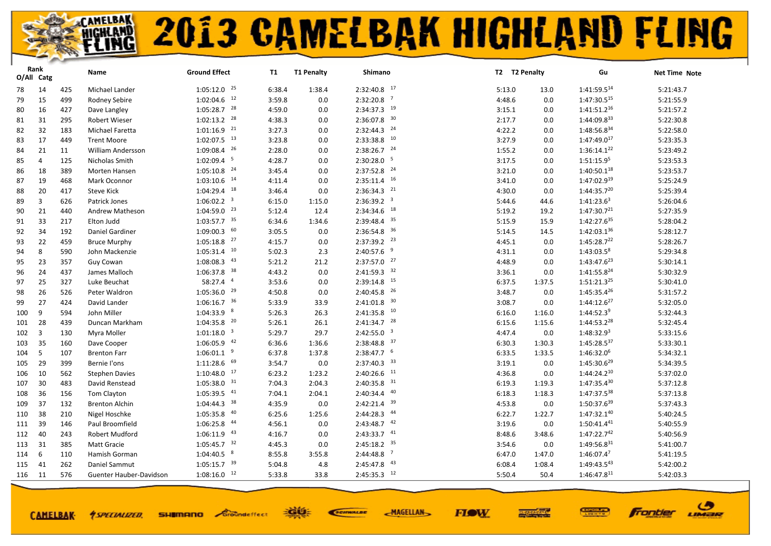# 2013 CAMELBAK HIGHLAND FLING

| Rank O/All | Rank Catg | | Name | Ground Effect | T1 | T1 Penalty | Shimano | T2 | T2 Penalty | Gu | Net Time | Note |
|---|---|---|---|---|---|---|---|---|---|---|---|---|
| 78 | 14 | 425 | Michael Lander | 1:05:12.0 [25] | 6:38.4 | 1:38.4 | 2:32:40.8 [17] | 5:13.0 | 13.0 | 1:41:59.5 [14] | 5:21:43.7 | |
| 79 | 15 | 499 | Rodney Sebire | 1:02:04.6 [12] | 3:59.8 | 0.0 | 2:32:20.8 [7] | 4:48.6 | 0.0 | 1:47:30.5 [15] | 5:21:55.9 | |
| 80 | 16 | 427 | Dave Langley | 1:05:28.7 [28] | 4:59.0 | 0.0 | 2:34:37.3 [19] | 3:15.1 | 0.0 | 1:41:51.2 [16] | 5:21:57.2 | |
| 81 | 31 | 295 | Robert Wieser | 1:02:13.2 [28] | 4:38.3 | 0.0 | 2:36:07.8 [30] | 2:17.7 | 0.0 | 1:44:09.8 [33] | 5:22:30.8 | |
| 82 | 32 | 183 | Michael Faretta | 1:01:16.9 [21] | 3:27.3 | 0.0 | 2:32:44.3 [24] | 4:22.2 | 0.0 | 1:48:56.8 [34] | 5:22:58.0 | |
| 83 | 17 | 449 | Trent Moore | 1:02:07.5 [13] | 3:23.8 | 0.0 | 2:33:38.8 [10] | 3:27.9 | 0.0 | 1:47:49.0 [17] | 5:23:35.3 | |
| 84 | 21 | 11 | William Andersson | 1:09:08.4 [26] | 2:28.0 | 0.0 | 2:38:26.7 [24] | 1:55.2 | 0.0 | 1:36:14.1 [22] | 5:23:49.2 | |
| 85 | 4 | 125 | Nicholas Smith | 1:02:09.4 [5] | 4:28.7 | 0.0 | 2:30:28.0 [5] | 3:17.5 | 0.0 | 1:51:15.9 [5] | 5:23:53.3 | |
| 86 | 18 | 389 | Morten Hansen | 1:05:10.8 [24] | 3:45.4 | 0.0 | 2:37:52.8 [24] | 3:21.0 | 0.0 | 1:40:50.1 [18] | 5:23:53.7 | |
| 87 | 19 | 468 | Mark Oconnor | 1:03:10.6 [14] | 4:11.4 | 0.0 | 2:35:11.4 [16] | 3:41.0 | 0.0 | 1:47:02.9 [19] | 5:25:24.9 | |
| 88 | 20 | 417 | Steve Kick | 1:04:29.4 [18] | 3:46.4 | 0.0 | 2:36:34.3 [21] | 4:30.0 | 0.0 | 1:44:35.7 [20] | 5:25:39.4 | |
| 89 | 3 | 626 | Patrick Jones | 1:06:02.2 [3] | 6:15.0 | 1:15.0 | 2:36:39.2 [3] | 5:44.6 | 44.6 | 1:41:23.6 [3] | 5:26:04.6 | |
| 90 | 21 | 440 | Andrew Matheson | 1:04:59.0 [23] | 5:12.4 | 12.4 | 2:34:34.6 [18] | 5:19.2 | 19.2 | 1:47:30.7 [21] | 5:27:35.9 | |
| 91 | 33 | 217 | Elton Judd | 1:03:57.7 [35] | 6:34.6 | 1:34.6 | 2:39:48.4 [35] | 5:15.9 | 15.9 | 1:42:27.6 [35] | 5:28:04.2 | |
| 92 | 34 | 192 | Daniel Gardiner | 1:09:00.3 [60] | 3:05.5 | 0.0 | 2:36:54.8 [36] | 5:14.5 | 14.5 | 1:42:03.1 [36] | 5:28:12.7 | |
| 93 | 22 | 459 | Bruce Murphy | 1:05:18.8 [27] | 4:15.7 | 0.0 | 2:37:39.2 [23] | 4:45.1 | 0.0 | 1:45:28.7 [22] | 5:28:26.7 | |
| 94 | 8 | 590 | John Mackenzie | 1:05:31.4 [10] | 5:02.3 | 2.3 | 2:40:57.6 [9] | 4:31.1 | 0.0 | 1:43:03.5 [8] | 5:29:34.8 | |
| 95 | 23 | 357 | Guy Cowan | 1:08:08.3 [43] | 5:21.2 | 21.2 | 2:37:57.0 [27] | 4:48.9 | 0.0 | 1:43:47.6 [23] | 5:30:14.1 | |
| 96 | 24 | 437 | James Malloch | 1:06:37.8 [38] | 4:43.2 | 0.0 | 2:41:59.3 [32] | 3:36.1 | 0.0 | 1:41:55.8 [24] | 5:30:32.9 | |
| 97 | 25 | 327 | Luke Beuchat | 58:27.4 [4] | 3:53.6 | 0.0 | 2:39:14.8 [15] | 6:37.5 | 1:37.5 | 1:51:21.3 [25] | 5:30:41.0 | |
| 98 | 26 | 526 | Peter Waldron | 1:05:36.0 [29] | 4:50.8 | 0.0 | 2:40:45.8 [26] | 3:48.7 | 0.0 | 1:45:35.4 [26] | 5:31:57.2 | |
| 99 | 27 | 424 | David Lander | 1:06:16.7 [36] | 5:33.9 | 33.9 | 2:41:01.8 [30] | 3:08.7 | 0.0 | 1:44:12.6 [27] | 5:32:05.0 | |
| 100 | 9 | 594 | John Miller | 1:04:33.9 [8] | 5:26.3 | 26.3 | 2:41:35.8 [10] | 6:16.0 | 1:16.0 | 1:44:52.3 [9] | 5:32:44.3 | |
| 101 | 28 | 439 | Duncan Markham | 1:04:35.8 [20] | 5:26.1 | 26.1 | 2:41:34.7 [28] | 6:15.6 | 1:15.6 | 1:44:53.2 [28] | 5:32:45.4 | |
| 102 | 3 | 130 | Myra Moller | 1:01:18.0 [3] | 5:29.7 | 29.7 | 2:42:55.0 [3] | 4:47.4 | 0.0 | 1:48:32.9 [3] | 5:33:15.6 | |
| 103 | 35 | 160 | Dave Cooper | 1:06:05.9 [42] | 6:36.6 | 1:36.6 | 2:38:48.8 [37] | 6:30.3 | 1:30.3 | 1:45:28.5 [37] | 5:33:30.1 | |
| 104 | 5 | 107 | Brenton Farr | 1:06:01.1 [9] | 6:37.8 | 1:37.8 | 2:38:47.7 [6] | 6:33.5 | 1:33.5 | 1:46:32.0 [6] | 5:34:32.1 | |
| 105 | 29 | 399 | Bernie I'ons | 1:11:28.6 [69] | 3:54.7 | 0.0 | 2:37:40.3 [33] | 3:19.1 | 0.0 | 1:45:30.6 [29] | 5:34:39.5 | |
| 106 | 10 | 562 | Stephen Davies | 1:10:48.0 [17] | 6:23.2 | 1:23.2 | 2:40:26.6 [11] | 4:36.8 | 0.0 | 1:44:24.2 [10] | 5:37:02.0 | |
| 107 | 30 | 483 | David Renstead | 1:05:38.0 [31] | 7:04.3 | 2:04.3 | 2:40:35.8 [31] | 6:19.3 | 1:19.3 | 1:47:35.4 [30] | 5:37:12.8 | |
| 108 | 36 | 156 | Tom Clayton | 1:05:39.5 [41] | 7:04.1 | 2:04.1 | 2:40:34.4 [40] | 6:18.3 | 1:18.3 | 1:47:37.5 [38] | 5:37:13.8 | |
| 109 | 37 | 132 | Brenton Alchin | 1:04:44.3 [38] | 4:35.9 | 0.0 | 2:42:21.4 [39] | 4:53.8 | 0.0 | 1:50:37.6 [39] | 5:37:43.3 | |
| 110 | 38 | 210 | Nigel Hoschke | 1:05:35.8 [40] | 6:25.6 | 1:25.6 | 2:44:28.3 [44] | 6:22.7 | 1:22.7 | 1:47:32.1 [40] | 5:40:24.5 | |
| 111 | 39 | 146 | Paul Broomfield | 1:06:25.8 [44] | 4:56.1 | 0.0 | 2:43:48.7 [42] | 3:19.6 | 0.0 | 1:50:41.4 [41] | 5:40:55.9 | |
| 112 | 40 | 243 | Robert Mudford | 1:06:11.9 [43] | 4:16.7 | 0.0 | 2:43:33.7 [41] | 8:48.6 | 3:48.6 | 1:47:22.7 [42] | 5:40:56.9 | |
| 113 | 31 | 385 | Matt Gracie | 1:05:45.7 [32] | 4:45.3 | 0.0 | 2:45:18.2 [35] | 3:54.6 | 0.0 | 1:49:56.8 [31] | 5:41:00.7 | |
| 114 | 6 | 110 | Hamish Gorman | 1:04:40.5 [8] | 8:55.8 | 3:55.8 | 2:44:48.8 [7] | 6:47.0 | 1:47.0 | 1:46:07.4 [7] | 5:41:19.5 | |
| 115 | 41 | 262 | Daniel Sammut | 1:05:15.7 [39] | 5:04.8 | 4.8 | 2:45:47.8 [43] | 6:08.4 | 1:08.4 | 1:49:43.5 [43] | 5:42:00.2 | |
| 116 | 11 | 576 | Guenter Hauber-Davidson | 1:08:16.0 [12] | 5:33.8 | 33.8 | 2:45:35.3 [12] | 5:50.4 | 50.4 | 1:46:47.8 [11] | 5:42:03.3 | |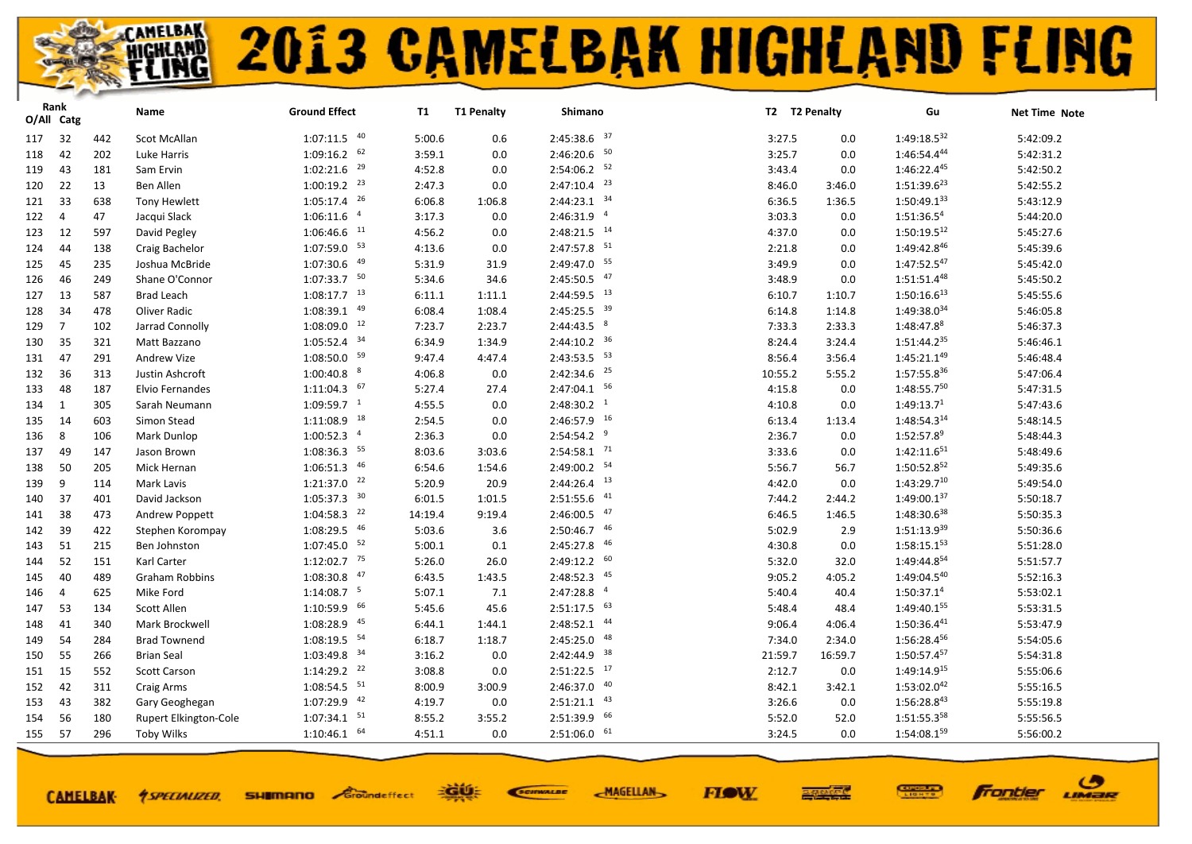# 2013 CAMELBAK HIGHLAND FLING

| Rank O/All | Rank Catg | | Name | Ground Effect | T1 | T1 Penalty | Shimano | T2 | T2 Penalty | Gu | Net Time | Note |
|---|---|---|---|---|---|---|---|---|---|---|---|---|
| 117 | 32 | 442 | Scot McAllan | 1:07:11.5 [40] | 5:00.6 | 0.6 | 2:45:38.6 [37] | 3:27.5 | 0.0 | 1:49:18.5 [32] | 5:42:09.2 | |
| 118 | 42 | 202 | Luke Harris | 1:09:16.2 [62] | 3:59.1 | 0.0 | 2:46:20.6 [50] | 3:25.7 | 0.0 | 1:46:54.4 [44] | 5:42:31.2 | |
| 119 | 43 | 181 | Sam Ervin | 1:02:21.6 [29] | 4:52.8 | 0.0 | 2:54:06.2 [52] | 3:43.4 | 0.0 | 1:46:22.4 [45] | 5:42:50.2 | |
| 120 | 22 | 13 | Ben Allen | 1:00:19.2 [23] | 2:47.3 | 0.0 | 2:47:10.4 [23] | 8:46.0 | 3:46.0 | 1:51:39.6 [23] | 5:42:55.2 | |
| 121 | 33 | 638 | Tony Hewlett | 1:05:17.4 [26] | 6:06.8 | 1:06.8 | 2:44:23.1 [34] | 6:36.5 | 1:36.5 | 1:50:49.1 [33] | 5:43:12.9 | |
| 122 | 4 | 47 | Jacqui Slack | 1:06:11.6 [4] | 3:17.3 | 0.0 | 2:46:31.9 [4] | 3:03.3 | 0.0 | 1:51:36.5 [4] | 5:44:20.0 | |
| 123 | 12 | 597 | David Pegley | 1:06:46.6 [11] | 4:56.2 | 0.0 | 2:48:21.5 [14] | 4:37.0 | 0.0 | 1:50:19.5 [12] | 5:45:27.6 | |
| 124 | 44 | 138 | Craig Bachelor | 1:07:59.0 [53] | 4:13.6 | 0.0 | 2:47:57.8 [51] | 2:21.8 | 0.0 | 1:49:42.8 [46] | 5:45:39.6 | |
| 125 | 45 | 235 | Joshua McBride | 1:07:30.6 [49] | 5:31.9 | 31.9 | 2:49:47.0 [55] | 3:49.9 | 0.0 | 1:47:52.5 [47] | 5:45:42.0 | |
| 126 | 46 | 249 | Shane O'Connor | 1:07:33.7 [50] | 5:34.6 | 34.6 | 2:45:50.5 [47] | 3:48.9 | 0.0 | 1:51:51.4 [48] | 5:45:50.2 | |
| 127 | 13 | 587 | Brad Leach | 1:08:17.7 [13] | 6:11.1 | 1:11.1 | 2:44:59.5 [13] | 6:10.7 | 1:10.7 | 1:50:16.6 [13] | 5:45:55.6 | |
| 128 | 34 | 478 | Oliver Radic | 1:08:39.1 [49] | 6:08.4 | 1:08.4 | 2:45:25.5 [39] | 6:14.8 | 1:14.8 | 1:49:38.0 [34] | 5:46:05.8 | |
| 129 | 7 | 102 | Jarrad Connolly | 1:08:09.0 [12] | 7:23.7 | 2:23.7 | 2:44:43.5 [8] | 7:33.3 | 2:33.3 | 1:48:47.8 [8] | 5:46:37.3 | |
| 130 | 35 | 321 | Matt Bazzano | 1:05:52.4 [34] | 6:34.9 | 1:34.9 | 2:44:10.2 [36] | 8:24.4 | 3:24.4 | 1:51:44.2 [35] | 5:46:46.1 | |
| 131 | 47 | 291 | Andrew Vize | 1:08:50.0 [59] | 9:47.4 | 4:47.4 | 2:43:53.5 [53] | 8:56.4 | 3:56.4 | 1:45:21.1 [49] | 5:46:48.4 | |
| 132 | 36 | 313 | Justin Ashcroft | 1:00:40.8 [8] | 4:06.8 | 0.0 | 2:42:34.6 [25] | 10:55.2 | 5:55.2 | 1:57:55.8 [36] | 5:47:06.4 | |
| 133 | 48 | 187 | Elvio Fernandes | 1:11:04.3 [67] | 5:27.4 | 27.4 | 2:47:04.1 [56] | 4:15.8 | 0.0 | 1:48:55.7 [50] | 5:47:31.5 | |
| 134 | 1 | 305 | Sarah Neumann | 1:09:59.7 [1] | 4:55.5 | 0.0 | 2:48:30.2 [1] | 4:10.8 | 0.0 | 1:49:13.7 [1] | 5:47:43.6 | |
| 135 | 14 | 603 | Simon Stead | 1:11:08.9 [18] | 2:54.5 | 0.0 | 2:46:57.9 [16] | 6:13.4 | 1:13.4 | 1:48:54.3 [14] | 5:48:14.5 | |
| 136 | 8 | 106 | Mark Dunlop | 1:00:52.3 [4] | 2:36.3 | 0.0 | 2:54:54.2 [9] | 2:36.7 | 0.0 | 1:52:57.8 [9] | 5:48:44.3 | |
| 137 | 49 | 147 | Jason Brown | 1:08:36.3 [55] | 8:03.6 | 3:03.6 | 2:54:58.1 [71] | 3:33.6 | 0.0 | 1:42:11.6 [51] | 5:48:49.6 | |
| 138 | 50 | 205 | Mick Hernan | 1:06:51.3 [46] | 6:54.6 | 1:54.6 | 2:49:00.2 [54] | 5:56.7 | 56.7 | 1:50:52.8 [52] | 5:49:35.6 | |
| 139 | 9 | 114 | Mark Lavis | 1:21:37.0 [22] | 5:20.9 | 20.9 | 2:44:26.4 [13] | 4:42.0 | 0.0 | 1:43:29.7 [10] | 5:49:54.0 | |
| 140 | 37 | 401 | David Jackson | 1:05:37.3 [30] | 6:01.5 | 1:01.5 | 2:51:55.6 [41] | 7:44.2 | 2:44.2 | 1:49:00.1 [37] | 5:50:18.7 | |
| 141 | 38 | 473 | Andrew Poppett | 1:04:58.3 [22] | 14:19.4 | 9:19.4 | 2:46:00.5 [47] | 6:46.5 | 1:46.5 | 1:48:30.6 [38] | 5:50:35.3 | |
| 142 | 39 | 422 | Stephen Korompay | 1:08:29.5 [46] | 5:03.6 | 3.6 | 2:50:46.7 [46] | 5:02.9 | 2.9 | 1:51:13.9 [39] | 5:50:36.6 | |
| 143 | 51 | 215 | Ben Johnston | 1:07:45.0 [52] | 5:00.1 | 0.1 | 2:45:27.8 [46] | 4:30.8 | 0.0 | 1:58:15.1 [53] | 5:51:28.0 | |
| 144 | 52 | 151 | Karl Carter | 1:12:02.7 [75] | 5:26.0 | 26.0 | 2:49:12.2 [60] | 5:32.0 | 32.0 | 1:49:44.8 [54] | 5:51:57.7 | |
| 145 | 40 | 489 | Graham Robbins | 1:08:30.8 [47] | 6:43.5 | 1:43.5 | 2:48:52.3 [45] | 9:05.2 | 4:05.2 | 1:49:04.5 [40] | 5:52:16.3 | |
| 146 | 4 | 625 | Mike Ford | 1:14:08.7 [5] | 5:07.1 | 7.1 | 2:47:28.8 [4] | 5:40.4 | 40.4 | 1:50:37.1 [4] | 5:53:02.1 | |
| 147 | 53 | 134 | Scott Allen | 1:10:59.9 [66] | 5:45.6 | 45.6 | 2:51:17.5 [63] | 5:48.4 | 48.4 | 1:49:40.1 [55] | 5:53:31.5 | |
| 148 | 41 | 340 | Mark Brockwell | 1:08:28.9 [45] | 6:44.1 | 1:44.1 | 2:48:52.1 [44] | 9:06.4 | 4:06.4 | 1:50:36.4 [41] | 5:53:47.9 | |
| 149 | 54 | 284 | Brad Townend | 1:08:19.5 [54] | 6:18.7 | 1:18.7 | 2:45:25.0 [48] | 7:34.0 | 2:34.0 | 1:56:28.4 [56] | 5:54:05.6 | |
| 150 | 55 | 266 | Brian Seal | 1:03:49.8 [34] | 3:16.2 | 0.0 | 2:42:44.9 [38] | 21:59.7 | 16:59.7 | 1:50:57.4 [57] | 5:54:31.8 | |
| 151 | 15 | 552 | Scott Carson | 1:14:29.2 [22] | 3:08.8 | 0.0 | 2:51:22.5 [17] | 2:12.7 | 0.0 | 1:49:14.9 [15] | 5:55:06.6 | |
| 152 | 42 | 311 | Craig Arms | 1:08:54.5 [51] | 8:00.9 | 3:00.9 | 2:46:37.0 [40] | 8:42.1 | 3:42.1 | 1:53:02.0 [42] | 5:55:16.5 | |
| 153 | 43 | 382 | Gary Geoghegan | 1:07:29.9 [42] | 4:19.7 | 0.0 | 2:51:21.1 [43] | 3:26.6 | 0.0 | 1:56:28.8 [43] | 5:55:19.8 | |
| 154 | 56 | 180 | Rupert Elkington-Cole | 1:07:34.1 [51] | 8:55.2 | 3:55.2 | 2:51:39.9 [66] | 5:52.0 | 52.0 | 1:51:55.3 [58] | 5:55:56.5 | |
| 155 | 57 | 296 | Toby Wilks | 1:10:46.1 [64] | 4:51.1 | 0.0 | 2:51:06.0 [61] | 3:24.5 | 0.0 | 1:54:08.1 [59] | 5:56:00.2 | |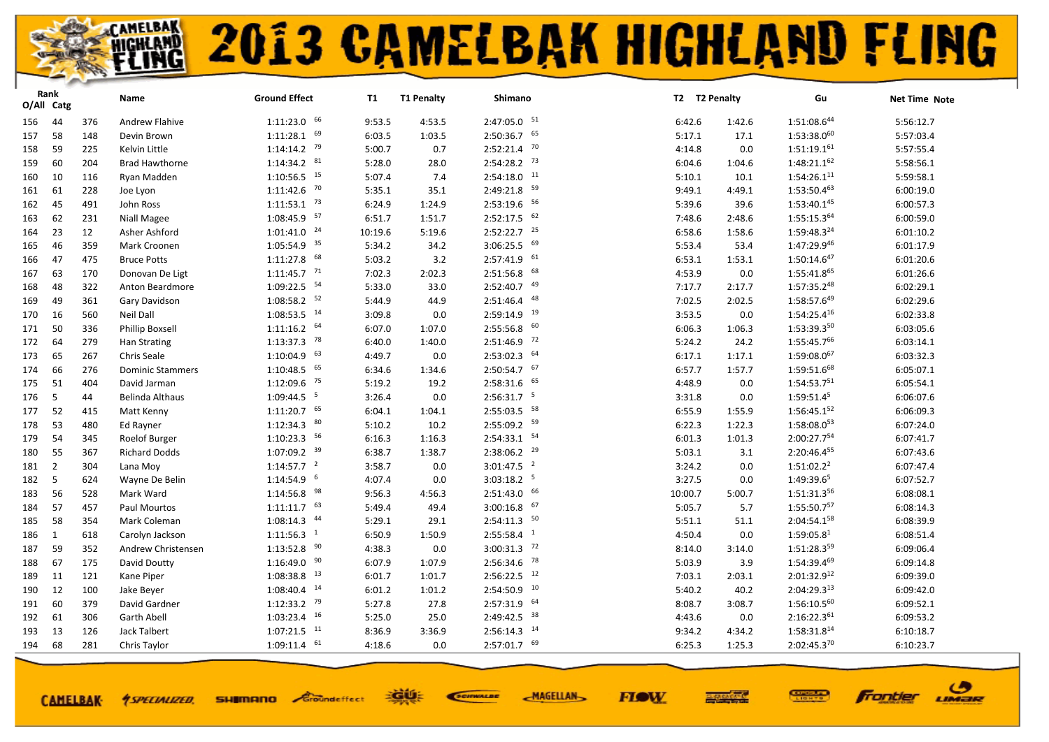# 2013 CAMELBAK HIGHLAND FLING

| Rank O/All | Catg | | Name | Ground Effect | T1 | T1 Penalty | Shimano | T2 | T2 Penalty | Gu | Net Time | Note |
|---|---|---|---|---|---|---|---|---|---|---|---|---|
| 156 | 44 | 376 | Andrew Flahive | 1:11:23.0 [66] | 9:53.5 | 4:53.5 | 2:47:05.0 [51] | 6:42.6 | 1:42.6 | 1:51:08.6[44] | 5:56:12.7 | |
| 157 | 58 | 148 | Devin Brown | 1:11:28.1 [69] | 6:03.5 | 1:03.5 | 2:50:36.7 [65] | 5:17.1 | 17.1 | 1:53:38.0[60] | 5:57:03.4 | |
| 158 | 59 | 225 | Kelvin Little | 1:14:14.2 [79] | 5:00.7 | 0.7 | 2:52:21.4 [70] | 4:14.8 | 0.0 | 1:51:19.1[61] | 5:57:55.4 | |
| 159 | 60 | 204 | Brad Hawthorne | 1:14:34.2 [81] | 5:28.0 | 28.0 | 2:54:28.2 [73] | 6:04.6 | 1:04.6 | 1:48:21.1[62] | 5:58:56.1 | |
| 160 | 10 | 116 | Ryan Madden | 1:10:56.5 [15] | 5:07.4 | 7.4 | 2:54:18.0 [11] | 5:10.1 | 10.1 | 1:54:26.1[11] | 5:59:58.1 | |
| 161 | 61 | 228 | Joe Lyon | 1:11:42.6 [70] | 5:35.1 | 35.1 | 2:49:21.8 [59] | 9:49.1 | 4:49.1 | 1:53:50.4[63] | 6:00:19.0 | |
| 162 | 45 | 491 | John Ross | 1:11:53.1 [73] | 6:24.9 | 1:24.9 | 2:53:19.6 [56] | 5:39.6 | 39.6 | 1:53:40.1[45] | 6:00:57.3 | |
| 163 | 62 | 231 | Niall Magee | 1:08:45.9 [57] | 6:51.7 | 1:51.7 | 2:52:17.5 [62] | 7:48.6 | 2:48.6 | 1:55:15.3[64] | 6:00:59.0 | |
| 164 | 23 | 12 | Asher Ashford | 1:01:41.0 [24] | 10:19.6 | 5:19.6 | 2:52:22.7 [25] | 6:58.6 | 1:58.6 | 1:59:48.3[24] | 6:01:10.2 | |
| 165 | 46 | 359 | Mark Croonen | 1:05:54.9 [35] | 5:34.2 | 34.2 | 3:06:25.5 [69] | 5:53.4 | 53.4 | 1:47:29.9[46] | 6:01:17.9 | |
| 166 | 47 | 475 | Bruce Potts | 1:11:27.8 [68] | 5:03.2 | 3.2 | 2:57:41.9 [61] | 6:53.1 | 1:53.1 | 1:50:14.6[47] | 6:01:20.6 | |
| 167 | 63 | 170 | Donovan De Ligt | 1:11:45.7 [71] | 7:02.3 | 2:02.3 | 2:51:56.8 [68] | 4:53.9 | 0.0 | 1:55:41.8[65] | 6:01:26.6 | |
| 168 | 48 | 322 | Anton Beardmore | 1:09:22.5 [54] | 5:33.0 | 33.0 | 2:52:40.7 [49] | 7:17.7 | 2:17.7 | 1:57:35.2[48] | 6:02:29.1 | |
| 169 | 49 | 361 | Gary Davidson | 1:08:58.2 [52] | 5:44.9 | 44.9 | 2:51:46.4 [48] | 7:02.5 | 2:02.5 | 1:58:57.6[49] | 6:02:29.6 | |
| 170 | 16 | 560 | Neil Dall | 1:08:53.5 [14] | 3:09.8 | 0.0 | 2:59:14.9 [19] | 3:53.5 | 0.0 | 1:54:25.4[16] | 6:02:33.8 | |
| 171 | 50 | 336 | Phillip Boxsell | 1:11:16.2 [64] | 6:07.0 | 1:07.0 | 2:55:56.8 [60] | 6:06.3 | 1:06.3 | 1:53:39.3[50] | 6:03:05.6 | |
| 172 | 64 | 279 | Han Strating | 1:13:37.3 [78] | 6:40.0 | 1:40.0 | 2:51:46.9 [72] | 5:24.2 | 24.2 | 1:55:45.7[66] | 6:03:14.1 | |
| 173 | 65 | 267 | Chris Seale | 1:10:04.9 [63] | 4:49.7 | 0.0 | 2:53:02.3 [64] | 6:17.1 | 1:17.1 | 1:59:08.0[67] | 6:03:32.3 | |
| 174 | 66 | 276 | Dominic Stammers | 1:10:48.5 [65] | 6:34.6 | 1:34.6 | 2:50:54.7 [67] | 6:57.7 | 1:57.7 | 1:59:51.6[68] | 6:05:07.1 | |
| 175 | 51 | 404 | David Jarman | 1:12:09.6 [75] | 5:19.2 | 19.2 | 2:58:31.6 [65] | 4:48.9 | 0.0 | 1:54:53.7[51] | 6:05:54.1 | |
| 176 | 5 | 44 | Belinda Althaus | 1:09:44.5 [5] | 3:26.4 | 0.0 | 2:56:31.7 [5] | 3:31.8 | 0.0 | 1:59:51.4[5] | 6:06:07.6 | |
| 177 | 52 | 415 | Matt Kenny | 1:11:20.7 [65] | 6:04.1 | 1:04.1 | 2:55:03.5 [58] | 6:55.9 | 1:55.9 | 1:56:45.1[52] | 6:06:09.3 | |
| 178 | 53 | 480 | Ed Rayner | 1:12:34.3 [80] | 5:10.2 | 10.2 | 2:55:09.2 [59] | 6:22.3 | 1:22.3 | 1:58:08.0[53] | 6:07:24.0 | |
| 179 | 54 | 345 | Roelof Burger | 1:10:23.3 [56] | 6:16.3 | 1:16.3 | 2:54:33.1 [54] | 6:01.3 | 1:01.3 | 2:00:27.7[54] | 6:07:41.7 | |
| 180 | 55 | 367 | Richard Dodds | 1:07:09.2 [39] | 6:38.7 | 1:38.7 | 2:38:06.2 [29] | 5:03.1 | 3.1 | 2:20:46.4[55] | 6:07:43.6 | |
| 181 | 2 | 304 | Lana Moy | 1:14:57.7 [2] | 3:58.7 | 0.0 | 3:01:47.5 [2] | 3:24.2 | 0.0 | 1:51:02.2[2] | 6:07:47.4 | |
| 182 | 5 | 624 | Wayne De Belin | 1:14:54.9 [6] | 4:07.4 | 0.0 | 3:03:18.2 [5] | 3:27.5 | 0.0 | 1:49:39.6[5] | 6:07:52.7 | |
| 183 | 56 | 528 | Mark Ward | 1:14:56.8 [98] | 9:56.3 | 4:56.3 | 2:51:43.0 [66] | 10:00.7 | 5:00.7 | 1:51:31.3[56] | 6:08:08.1 | |
| 184 | 57 | 457 | Paul Mourtos | 1:11:11.7 [63] | 5:49.4 | 49.4 | 3:00:16.8 [67] | 5:05.7 | 5.7 | 1:55:50.7[57] | 6:08:14.3 | |
| 185 | 58 | 354 | Mark Coleman | 1:08:14.3 [44] | 5:29.1 | 29.1 | 2:54:11.3 [50] | 5:51.1 | 51.1 | 2:04:54.1[58] | 6:08:39.9 | |
| 186 | 1 | 618 | Carolyn Jackson | 1:11:56.3 [1] | 6:50.9 | 1:50.9 | 2:55:58.4 [1] | 4:50.4 | 0.0 | 1:59:05.8[1] | 6:08:51.4 | |
| 187 | 59 | 352 | Andrew Christensen | 1:13:52.8 [90] | 4:38.3 | 0.0 | 3:00:31.3 [72] | 8:14.0 | 3:14.0 | 1:51:28.3[59] | 6:09:06.4 | |
| 188 | 67 | 175 | David Doutty | 1:16:49.0 [90] | 6:07.9 | 1:07.9 | 2:56:34.6 [78] | 5:03.9 | 3.9 | 1:54:39.4[69] | 6:09:14.8 | |
| 189 | 11 | 121 | Kane Piper | 1:08:38.8 [13] | 6:01.7 | 1:01.7 | 2:56:22.5 [12] | 7:03.1 | 2:03.1 | 2:01:32.9[12] | 6:09:39.0 | |
| 190 | 12 | 100 | Jake Beyer | 1:08:40.4 [14] | 6:01.2 | 1:01.2 | 2:54:50.9 [10] | 5:40.2 | 40.2 | 2:04:29.3[13] | 6:09:42.0 | |
| 191 | 60 | 379 | David Gardner | 1:12:33.2 [79] | 5:27.8 | 27.8 | 2:57:31.9 [64] | 8:08.7 | 3:08.7 | 1:56:10.5[60] | 6:09:52.1 | |
| 192 | 61 | 306 | Garth Abell | 1:03:23.4 [16] | 5:25.0 | 25.0 | 2:49:42.5 [38] | 4:43.6 | 0.0 | 2:16:22.3[61] | 6:09:53.2 | |
| 193 | 13 | 126 | Jack Talbert | 1:07:21.5 [11] | 8:36.9 | 3:36.9 | 2:56:14.3 [14] | 9:34.2 | 4:34.2 | 1:58:31.8[14] | 6:10:18.7 | |
| 194 | 68 | 281 | Chris Taylor | 1:09:11.4 [61] | 4:18.6 | 0.0 | 2:57:01.7 [69] | 6:25.3 | 1:25.3 | 2:02:45.3[70] | 6:10:23.7 | |

CAMELBAK · SPECIALIZED · SHIMANO · Groundeffect · GU · SCHWALBE · MAGELLAN · FLOW · Frontier · LIMAR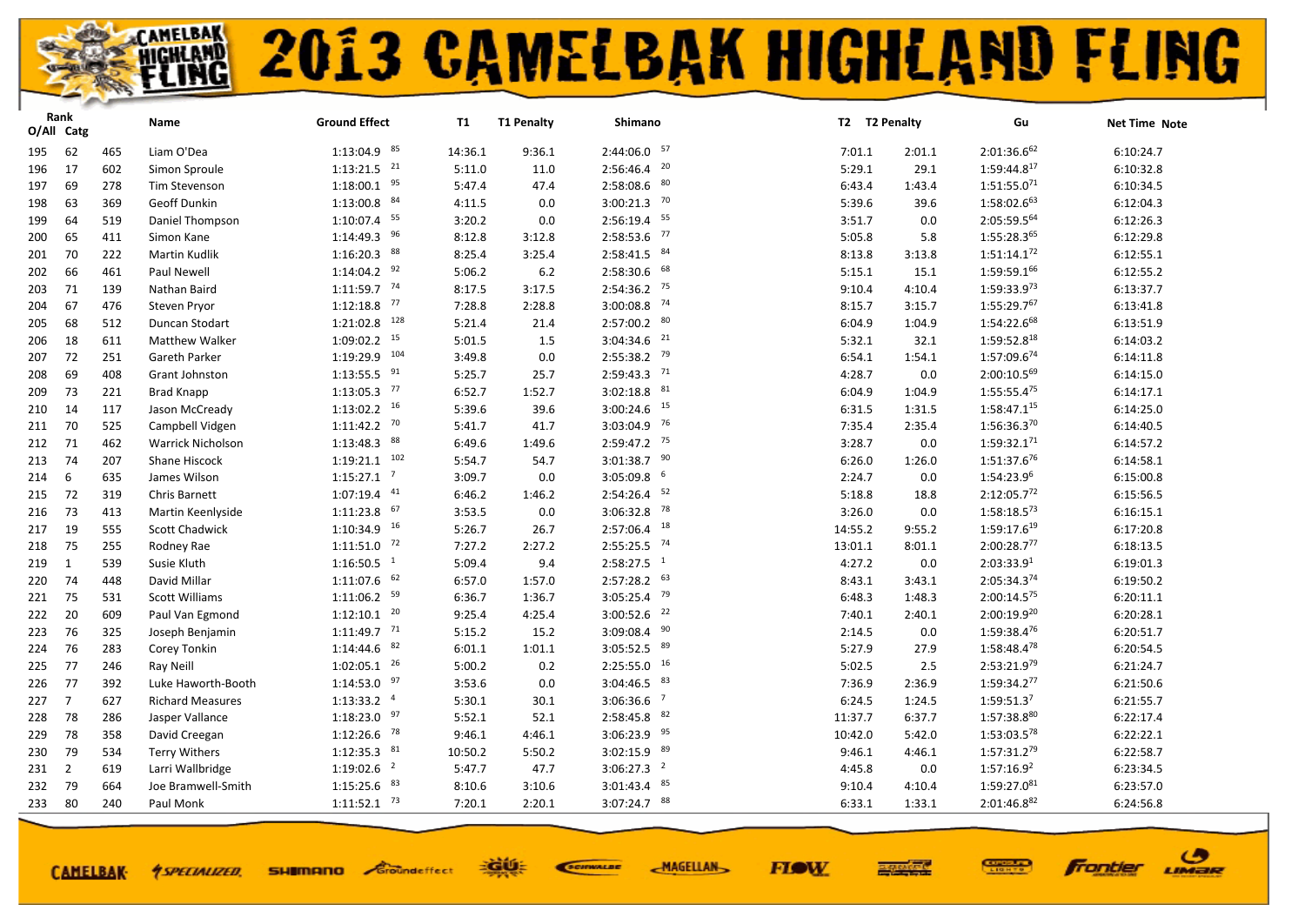# 2013 CAMELBAK HIGHLAND FLING

| Rank O/All | Catg | | Name | Ground Effect | T1 | T1 Penalty | Shimano | T2 | T2 Penalty | Gu | Net Time | Note |
|---|---|---|---|---|---|---|---|---|---|---|---|---|
| 195 | 62 | 465 | Liam O'Dea | 1:13:04.9 [85] | 14:36.1 | 9:36.1 | 2:44:06.0 [57] | 7:01.1 | 2:01.1 | 2:01:36.6 [62] | 6:10:24.7 | |
| 196 | 17 | 602 | Simon Sproule | 1:13:21.5 [21] | 5:11.0 | 11.0 | 2:56:46.4 [20] | 5:29.1 | 29.1 | 1:59:44.8 [17] | 6:10:32.8 | |
| 197 | 69 | 278 | Tim Stevenson | 1:18:00.1 [95] | 5:47.4 | 47.4 | 2:58:08.6 [80] | 6:43.4 | 1:43.4 | 1:51:55.0 [71] | 6:10:34.5 | |
| 198 | 63 | 369 | Geoff Dunkin | 1:13:00.8 [84] | 4:11.5 | 0.0 | 3:00:21.3 [70] | 5:39.6 | 39.6 | 1:58:02.6 [63] | 6:12:04.3 | |
| 199 | 64 | 519 | Daniel Thompson | 1:10:07.4 [55] | 3:20.2 | 0.0 | 2:56:19.4 [55] | 3:51.7 | 0.0 | 2:05:59.5 [64] | 6:12:26.3 | |
| 200 | 65 | 411 | Simon Kane | 1:14:49.3 [96] | 8:12.8 | 3:12.8 | 2:58:53.6 [77] | 5:05.8 | 5.8 | 1:55:28.3 [65] | 6:12:29.8 | |
| 201 | 70 | 222 | Martin Kudlik | 1:16:20.3 [88] | 8:25.4 | 3:25.4 | 2:58:41.5 [84] | 8:13.8 | 3:13.8 | 1:51:14.1 [72] | 6:12:55.1 | |
| 202 | 66 | 461 | Paul Newell | 1:14:04.2 [92] | 5:06.2 | 6.2 | 2:58:30.6 [68] | 5:15.1 | 15.1 | 1:59:59.1 [66] | 6:12:55.2 | |
| 203 | 71 | 139 | Nathan Baird | 1:11:59.7 [74] | 8:17.5 | 3:17.5 | 2:54:36.2 [75] | 9:10.4 | 4:10.4 | 1:59:33.9 [73] | 6:13:37.7 | |
| 204 | 67 | 476 | Steven Pryor | 1:12:18.8 [77] | 7:28.8 | 2:28.8 | 3:00:08.8 [74] | 8:15.7 | 3:15.7 | 1:55:29.7 [67] | 6:13:41.8 | |
| 205 | 68 | 512 | Duncan Stodart | 1:21:02.8 [128] | 5:21.4 | 21.4 | 2:57:00.2 [80] | 6:04.9 | 1:04.9 | 1:54:22.6 [68] | 6:13:51.9 | |
| 206 | 18 | 611 | Matthew Walker | 1:09:02.2 [15] | 5:01.5 | 1.5 | 3:04:34.6 [21] | 5:32.1 | 32.1 | 1:59:52.8 [18] | 6:14:03.2 | |
| 207 | 72 | 251 | Gareth Parker | 1:19:29.9 [104] | 3:49.8 | 0.0 | 2:55:38.2 [79] | 6:54.1 | 1:54.1 | 1:57:09.6 [74] | 6:14:11.8 | |
| 208 | 69 | 408 | Grant Johnston | 1:13:55.5 [91] | 5:25.7 | 25.7 | 2:59:43.3 [71] | 4:28.7 | 0.0 | 2:00:10.5 [69] | 6:14:15.0 | |
| 209 | 73 | 221 | Brad Knapp | 1:13:05.3 [77] | 6:52.7 | 1:52.7 | 3:02:18.8 [81] | 6:04.9 | 1:04.9 | 1:55:55.4 [75] | 6:14:17.1 | |
| 210 | 14 | 117 | Jason McCready | 1:13:02.2 [16] | 5:39.6 | 39.6 | 3:00:24.6 [15] | 6:31.5 | 1:31.5 | 1:58:47.1 [15] | 6:14:25.0 | |
| 211 | 70 | 525 | Campbell Vidgen | 1:11:42.2 [70] | 5:41.7 | 41.7 | 3:03:04.9 [76] | 7:35.4 | 2:35.4 | 1:56:36.3 [70] | 6:14:40.5 | |
| 212 | 71 | 462 | Warrick Nicholson | 1:13:48.3 [88] | 6:49.6 | 1:49.6 | 2:59:47.2 [75] | 3:28.7 | 0.0 | 1:59:32.1 [71] | 6:14:57.2 | |
| 213 | 74 | 207 | Shane Hiscock | 1:19:21.1 [102] | 5:54.7 | 54.7 | 3:01:38.7 [90] | 6:26.0 | 1:26.0 | 1:51:37.6 [76] | 6:14:58.1 | |
| 214 | 6 | 635 | James Wilson | 1:15:27.1 [7] | 3:09.7 | 0.0 | 3:05:09.8 [6] | 2:24.7 | 0.0 | 1:54:23.9 [6] | 6:15:00.8 | |
| 215 | 72 | 319 | Chris Barnett | 1:07:19.4 [41] | 6:46.2 | 1:46.2 | 2:54:26.4 [52] | 5:18.8 | 18.8 | 2:12:05.7 [72] | 6:15:56.5 | |
| 216 | 73 | 413 | Martin Keenlyside | 1:11:23.8 [67] | 3:53.5 | 0.0 | 3:06:32.8 [78] | 3:26.0 | 0.0 | 1:58:18.5 [73] | 6:16:15.1 | |
| 217 | 19 | 555 | Scott Chadwick | 1:10:34.9 [16] | 5:26.7 | 26.7 | 2:57:06.4 [18] | 14:55.2 | 9:55.2 | 1:59:17.6 [19] | 6:17:20.8 | |
| 218 | 75 | 255 | Rodney Rae | 1:11:51.0 [72] | 7:27.2 | 2:27.2 | 2:55:25.5 [74] | 13:01.1 | 8:01.1 | 2:00:28.7 [77] | 6:18:13.5 | |
| 219 | 1 | 539 | Susie Kluth | 1:16:50.5 [1] | 5:09.4 | 9.4 | 2:58:27.5 [1] | 4:27.2 | 0.0 | 2:03:33.9 [1] | 6:19:01.3 | |
| 220 | 74 | 448 | David Millar | 1:11:07.6 [62] | 6:57.0 | 1:57.0 | 2:57:28.2 [63] | 8:43.1 | 3:43.1 | 2:05:34.3 [74] | 6:19:50.2 | |
| 221 | 75 | 531 | Scott Williams | 1:11:06.2 [59] | 6:36.7 | 1:36.7 | 3:05:25.4 [79] | 6:48.3 | 1:48.3 | 2:00:14.5 [75] | 6:20:11.1 | |
| 222 | 20 | 609 | Paul Van Egmond | 1:12:10.1 [20] | 9:25.4 | 4:25.4 | 3:00:52.6 [22] | 7:40.1 | 2:40.1 | 2:00:19.9 [20] | 6:20:28.1 | |
| 223 | 76 | 325 | Joseph Benjamin | 1:11:49.7 [71] | 5:15.2 | 15.2 | 3:09:08.4 [90] | 2:14.5 | 0.0 | 1:59:38.4 [76] | 6:20:51.7 | |
| 224 | 76 | 283 | Corey Tonkin | 1:14:44.6 [82] | 6:01.1 | 1:01.1 | 3:05:52.5 [89] | 5:27.9 | 27.9 | 1:58:48.4 [78] | 6:20:54.5 | |
| 225 | 77 | 246 | Ray Neill | 1:02:05.1 [26] | 5:00.2 | 0.2 | 2:25:55.0 [16] | 5:02.5 | 2.5 | 2:53:21.9 [79] | 6:21:24.7 | |
| 226 | 77 | 392 | Luke Haworth-Booth | 1:14:53.0 [97] | 3:53.6 | 0.0 | 3:04:46.5 [83] | 7:36.9 | 2:36.9 | 1:59:34.2 [77] | 6:21:50.6 | |
| 227 | 7 | 627 | Richard Measures | 1:13:33.2 [4] | 5:30.1 | 30.1 | 3:06:36.6 [7] | 6:24.5 | 1:24.5 | 1:59:51.3 [7] | 6:21:55.7 | |
| 228 | 78 | 286 | Jasper Vallance | 1:18:23.0 [97] | 5:52.1 | 52.1 | 2:58:45.8 [82] | 11:37.7 | 6:37.7 | 1:57:38.8 [80] | 6:22:17.4 | |
| 229 | 78 | 358 | David Creegan | 1:12:26.6 [78] | 9:46.1 | 4:46.1 | 3:06:23.9 [95] | 10:42.0 | 5:42.0 | 1:53:03.5 [78] | 6:22:22.1 | |
| 230 | 79 | 534 | Terry Withers | 1:12:35.3 [81] | 10:50.2 | 5:50.2 | 3:02:15.9 [89] | 9:46.1 | 4:46.1 | 1:57:31.2 [79] | 6:22:58.7 | |
| 231 | 2 | 619 | Larri Wallbridge | 1:19:02.6 [2] | 5:47.7 | 47.7 | 3:06:27.3 [2] | 4:45.8 | 0.0 | 1:57:16.9 [2] | 6:23:34.5 | |
| 232 | 79 | 664 | Joe Bramwell-Smith | 1:15:25.6 [83] | 8:10.6 | 3:10.6 | 3:01:43.4 [85] | 9:10.4 | 4:10.4 | 1:59:27.0 [81] | 6:23:57.0 | |
| 233 | 80 | 240 | Paul Monk | 1:11:52.1 [73] | 7:20.1 | 2:20.1 | 3:07:24.7 [88] | 6:33.1 | 1:33.1 | 2:01:46.8 [82] | 6:24:56.8 | |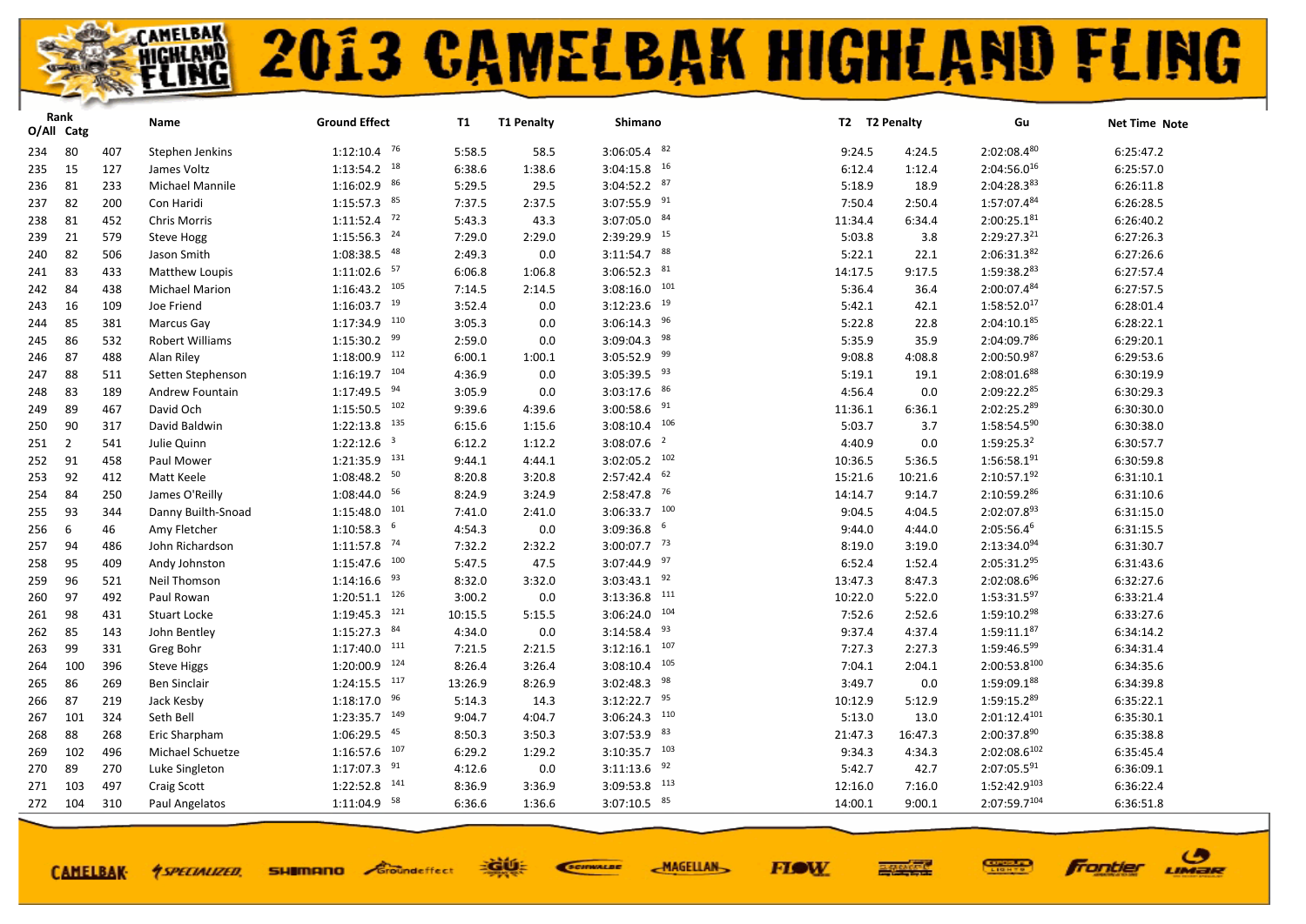# 2013 CAMELBAK HIGHLAND FLING

| Rank O/All | Rank Catg | | Name | Ground Effect | T1 | T1 Penalty | Shimano | T2 | T2 Penalty | Gu | Net Time | Note |
|---|---|---|---|---|---|---|---|---|---|---|---|---|
| 234 | 80 | 407 | Stephen Jenkins | 1:12:10.4 [76] | 5:58.5 | 58.5 | 3:06:05.4 [82] | 9:24.5 | 4:24.5 | 2:02:08.4 [80] | 6:25:47.2 | |
| 235 | 15 | 127 | James Voltz | 1:13:54.2 [18] | 6:38.6 | 1:38.6 | 3:04:15.8 [16] | 6:12.4 | 1:12.4 | 2:04:56.0 [16] | 6:25:57.0 | |
| 236 | 81 | 233 | Michael Mannile | 1:16:02.9 [86] | 5:29.5 | 29.5 | 3:04:52.2 [87] | 5:18.9 | 18.9 | 2:04:28.3 [83] | 6:26:11.8 | |
| 237 | 82 | 200 | Con Haridi | 1:15:57.3 [85] | 7:37.5 | 2:37.5 | 3:07:55.9 [91] | 7:50.4 | 2:50.4 | 1:57:07.4 [84] | 6:26:28.5 | |
| 238 | 81 | 452 | Chris Morris | 1:11:52.4 [72] | 5:43.3 | 43.3 | 3:07:05.0 [84] | 11:34.4 | 6:34.4 | 2:00:25.1 [81] | 6:26:40.2 | |
| 239 | 21 | 579 | Steve Hogg | 1:15:56.3 [24] | 7:29.0 | 2:29.0 | 2:39:29.9 [15] | 5:03.8 | 3.8 | 2:29:27.3 [21] | 6:27:26.3 | |
| 240 | 82 | 506 | Jason Smith | 1:08:38.5 [48] | 2:49.3 | 0.0 | 3:11:54.7 [88] | 5:22.1 | 22.1 | 2:06:31.3 [82] | 6:27:26.6 | |
| 241 | 83 | 433 | Matthew Loupis | 1:11:02.6 [57] | 6:06.8 | 1:06.8 | 3:06:52.3 [81] | 14:17.5 | 9:17.5 | 1:59:38.2 [83] | 6:27:57.4 | |
| 242 | 84 | 438 | Michael Marion | 1:16:43.2 [105] | 7:14.5 | 2:14.5 | 3:08:16.0 [101] | 5:36.4 | 36.4 | 2:00:07.4 [84] | 6:27:57.5 | |
| 243 | 16 | 109 | Joe Friend | 1:16:03.7 [19] | 3:52.4 | 0.0 | 3:12:23.6 [19] | 5:42.1 | 42.1 | 1:58:52.0 [17] | 6:28:01.4 | |
| 244 | 85 | 381 | Marcus Gay | 1:17:34.9 [110] | 3:05.3 | 0.0 | 3:06:14.3 [96] | 5:22.8 | 22.8 | 2:04:10.1 [85] | 6:28:22.1 | |
| 245 | 86 | 532 | Robert Williams | 1:15:30.2 [99] | 2:59.0 | 0.0 | 3:09:04.3 [98] | 5:35.9 | 35.9 | 2:04:09.7 [86] | 6:29:20.1 | |
| 246 | 87 | 488 | Alan Riley | 1:18:00.9 [112] | 6:00.1 | 1:00.1 | 3:05:52.9 [99] | 9:08.8 | 4:08.8 | 2:00:50.9 [87] | 6:29:53.6 | |
| 247 | 88 | 511 | Setten Stephenson | 1:16:19.7 [104] | 4:36.9 | 0.0 | 3:05:39.5 [93] | 5:19.1 | 19.1 | 2:08:01.6 [88] | 6:30:19.9 | |
| 248 | 83 | 189 | Andrew Fountain | 1:17:49.5 [94] | 3:05.9 | 0.0 | 3:03:17.6 [86] | 4:56.4 | 0.0 | 2:09:22.2 [85] | 6:30:29.3 | |
| 249 | 89 | 467 | David Och | 1:15:50.5 [102] | 9:39.6 | 4:39.6 | 3:00:58.6 [91] | 11:36.1 | 6:36.1 | 2:02:25.2 [89] | 6:30:30.0 | |
| 250 | 90 | 317 | David Baldwin | 1:22:13.8 [135] | 6:15.6 | 1:15.6 | 3:08:10.4 [106] | 5:03.7 | 3.7 | 1:58:54.5 [90] | 6:30:38.0 | |
| 251 | 2 | 541 | Julie Quinn | 1:22:12.6 [3] | 6:12.2 | 1:12.2 | 3:08:07.6 [2] | 4:40.9 | 0.0 | 1:59:25.3 [2] | 6:30:57.7 | |
| 252 | 91 | 458 | Paul Mower | 1:21:35.9 [131] | 9:44.1 | 4:44.1 | 3:02:05.2 [102] | 10:36.5 | 5:36.5 | 1:56:58.1 [91] | 6:30:59.8 | |
| 253 | 92 | 412 | Matt Keele | 1:08:48.2 [50] | 8:20.8 | 3:20.8 | 2:57:42.4 [62] | 15:21.6 | 10:21.6 | 2:10:57.1 [92] | 6:31:10.1 | |
| 254 | 84 | 250 | James O'Reilly | 1:08:44.0 [56] | 8:24.9 | 3:24.9 | 2:58:47.8 [76] | 14:14.7 | 9:14.7 | 2:10:59.2 [86] | 6:31:10.6 | |
| 255 | 93 | 344 | Danny Builth-Snoad | 1:15:48.0 [101] | 7:41.0 | 2:41.0 | 3:06:33.7 [100] | 9:04.5 | 4:04.5 | 2:02:07.8 [93] | 6:31:15.0 | |
| 256 | 6 | 46 | Amy Fletcher | 1:10:58.3 [6] | 4:54.3 | 0.0 | 3:09:36.8 [6] | 9:44.0 | 4:44.0 | 2:05:56.4 [6] | 6:31:15.5 | |
| 257 | 94 | 486 | John Richardson | 1:11:57.8 [74] | 7:32.2 | 2:32.2 | 3:00:07.7 [73] | 8:19.0 | 3:19.0 | 2:13:34.0 [94] | 6:31:30.7 | |
| 258 | 95 | 409 | Andy Johnston | 1:15:47.6 [100] | 5:47.5 | 47.5 | 3:07:44.9 [97] | 6:52.4 | 1:52.4 | 2:05:31.2 [95] | 6:31:43.6 | |
| 259 | 96 | 521 | Neil Thomson | 1:14:16.6 [93] | 8:32.0 | 3:32.0 | 3:03:43.1 [92] | 13:47.3 | 8:47.3 | 2:02:08.6 [96] | 6:32:27.6 | |
| 260 | 97 | 492 | Paul Rowan | 1:20:51.1 [126] | 3:00.2 | 0.0 | 3:13:36.8 [111] | 10:22.0 | 5:22.0 | 1:53:31.5 [97] | 6:33:21.4 | |
| 261 | 98 | 433 | Stuart Locke | 1:19:45.3 [121] | 10:15.5 | 5:15.5 | 3:06:24.0 [104] | 7:52.6 | 2:52.6 | 1:59:10.2 [98] | 6:33:27.6 | |
| 262 | 85 | 143 | John Bentley | 1:15:27.3 [84] | 4:34.0 | 0.0 | 3:14:58.4 [93] | 9:37.4 | 4:37.4 | 1:59:11.1 [87] | 6:34:14.2 | |
| 263 | 99 | 331 | Greg Bohr | 1:17:40.0 [111] | 7:21.5 | 2:21.5 | 3:12:16.1 [107] | 7:27.3 | 2:27.3 | 1:59:46.5 [99] | 6:34:31.4 | |
| 264 | 100 | 396 | Steve Higgs | 1:20:00.9 [124] | 8:26.4 | 3:26.4 | 3:08:10.4 [105] | 7:04.1 | 2:04.1 | 2:00:53.8 [100] | 6:34:35.6 | |
| 265 | 86 | 269 | Ben Sinclair | 1:24:15.5 [117] | 13:26.9 | 8:26.9 | 3:02:48.3 [98] | 3:49.7 | 0.0 | 1:59:09.1 [88] | 6:34:39.8 | |
| 266 | 87 | 219 | Jack Kesby | 1:18:17.0 [96] | 5:14.3 | 14.3 | 3:12:22.7 [95] | 10:12.9 | 5:12.9 | 1:59:15.2 [89] | 6:35:22.1 | |
| 267 | 101 | 324 | Seth Bell | 1:23:35.7 [149] | 9:04.7 | 4:04.7 | 3:06:24.3 [110] | 5:13.0 | 13.0 | 2:01:12.4 [101] | 6:35:30.1 | |
| 268 | 88 | 268 | Eric Sharpham | 1:06:29.5 [45] | 8:50.3 | 3:50.3 | 3:07:53.9 [83] | 21:47.3 | 16:47.3 | 2:00:37.8 [90] | 6:35:38.8 | |
| 269 | 102 | 496 | Michael Schuetze | 1:16:57.6 [107] | 6:29.2 | 1:29.2 | 3:10:35.7 [103] | 9:34.3 | 4:34.3 | 2:02:08.6 [102] | 6:35:45.4 | |
| 270 | 89 | 270 | Luke Singleton | 1:17:07.3 [91] | 4:12.6 | 0.0 | 3:11:13.6 [92] | 5:42.7 | 42.7 | 2:07:05.5 [91] | 6:36:09.1 | |
| 271 | 103 | 497 | Craig Scott | 1:22:52.8 [141] | 8:36.9 | 3:36.9 | 3:09:53.8 [113] | 12:16.0 | 7:16.0 | 1:52:42.9 [103] | 6:36:22.4 | |
| 272 | 104 | 310 | Paul Angelatos | 1:11:04.9 [58] | 6:36.6 | 1:36.6 | 3:07:10.5 [85] | 14:00.1 | 9:00.1 | 2:07:59.7 [104] | 6:36:51.8 | |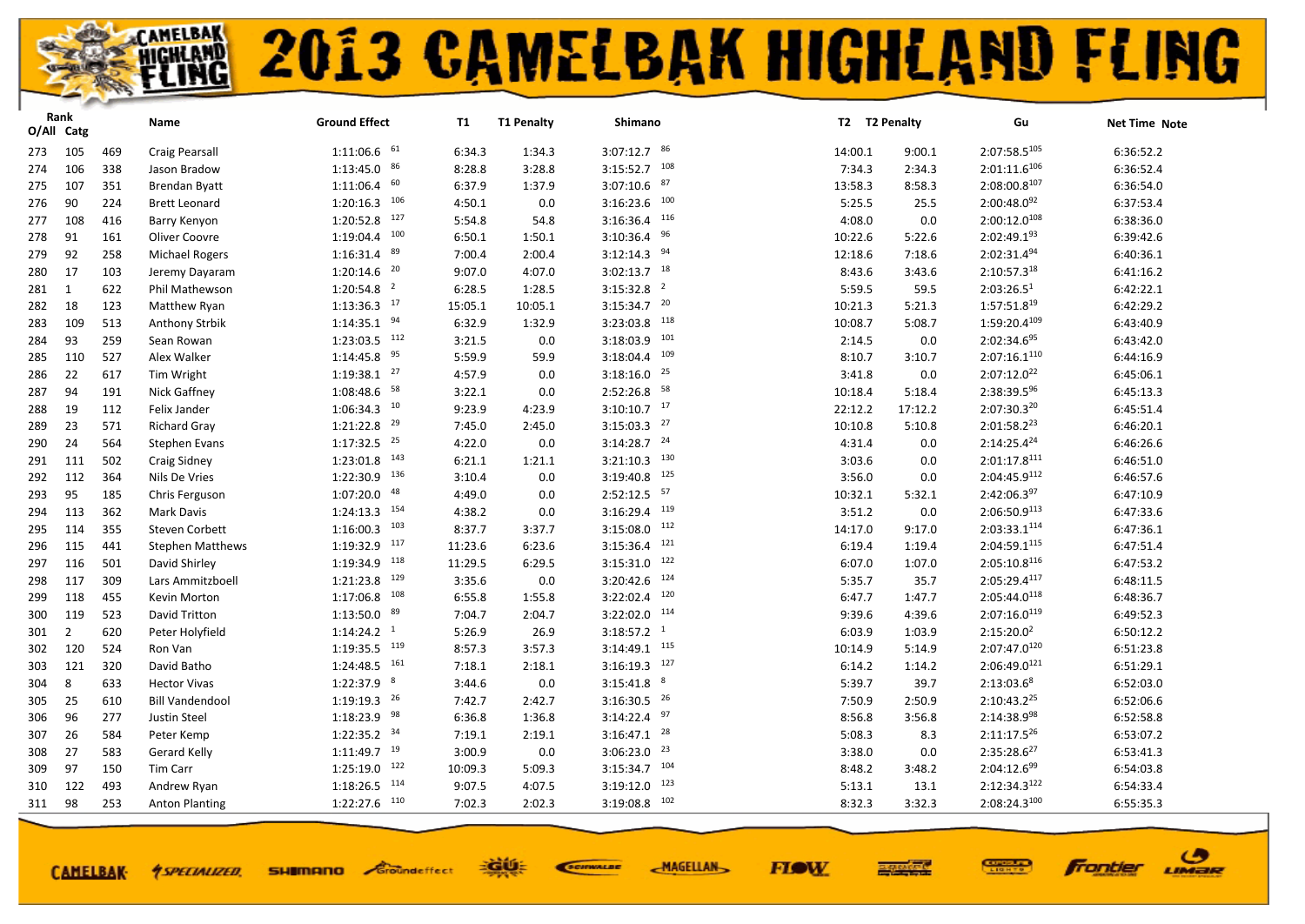# 2013 CAMELBAK HIGHLAND FLING

| Rank O/All | Rank Catg | | Name | Ground Effect | T1 | T1 Penalty | Shimano | T2 | T2 Penalty | Gu | Net Time | Note |
|---|---|---|---|---|---|---|---|---|---|---|---|---|
| 273 | 105 | 469 | Craig Pearsall | 1:11:06.6 [61] | 6:34.3 | 1:34.3 | 3:07:12.7 [86] | 14:00.1 | 9:00.1 | 2:07:58.5[105] | 6:36:52.2 | |
| 274 | 106 | 338 | Jason Bradow | 1:13:45.0 [86] | 8:28.8 | 3:28.8 | 3:15:52.7 [108] | 7:34.3 | 2:34.3 | 2:01:11.6[106] | 6:36:52.4 | |
| 275 | 107 | 351 | Brendan Byatt | 1:11:06.4 [60] | 6:37.9 | 1:37.9 | 3:07:10.6 [87] | 13:58.3 | 8:58.3 | 2:08:00.8[107] | 6:36:54.0 | |
| 276 | 90 | 224 | Brett Leonard | 1:20:16.3 [106] | 4:50.1 | 0.0 | 3:16:23.6 [100] | 5:25.5 | 25.5 | 2:00:48.0[92] | 6:37:53.4 | |
| 277 | 108 | 416 | Barry Kenyon | 1:20:52.8 [127] | 5:54.8 | 54.8 | 3:16:36.4 [116] | 4:08.0 | 0.0 | 2:00:12.0[108] | 6:38:36.0 | |
| 278 | 91 | 161 | Oliver Coovre | 1:19:04.4 [100] | 6:50.1 | 1:50.1 | 3:10:36.4 [96] | 10:22.6 | 5:22.6 | 2:02:49.1[93] | 6:39:42.6 | |
| 279 | 92 | 258 | Michael Rogers | 1:16:31.4 [89] | 7:00.4 | 2:00.4 | 3:12:14.3 [94] | 12:18.6 | 7:18.6 | 2:02:31.4[94] | 6:40:36.1 | |
| 280 | 17 | 103 | Jeremy Dayaram | 1:20:14.6 [20] | 9:07.0 | 4:07.0 | 3:02:13.7 [18] | 8:43.6 | 3:43.6 | 2:10:57.3[18] | 6:41:16.2 | |
| 281 | 1 | 622 | Phil Mathewson | 1:20:54.8 [2] | 6:28.5 | 1:28.5 | 3:15:32.8 [2] | 5:59.5 | 59.5 | 2:03:26.5[1] | 6:42:22.1 | |
| 282 | 18 | 123 | Matthew Ryan | 1:13:36.3 [17] | 15:05.1 | 10:05.1 | 3:15:34.7 [20] | 10:21.3 | 5:21.3 | 1:57:51.8[19] | 6:42:29.2 | |
| 283 | 109 | 513 | Anthony Strbik | 1:14:35.1 [94] | 6:32.9 | 1:32.9 | 3:23:03.8 [118] | 10:08.7 | 5:08.7 | 1:59:20.4[109] | 6:43:40.9 | |
| 284 | 93 | 259 | Sean Rowan | 1:23:03.5 [112] | 3:21.5 | 0.0 | 3:18:03.9 [101] | 2:14.5 | 0.0 | 2:02:34.6[95] | 6:43:42.0 | |
| 285 | 110 | 527 | Alex Walker | 1:14:45.8 [95] | 5:59.9 | 59.9 | 3:18:04.4 [109] | 8:10.7 | 3:10.7 | 2:07:16.1[110] | 6:44:16.9 | |
| 286 | 22 | 617 | Tim Wright | 1:19:38.1 [27] | 4:57.9 | 0.0 | 3:18:16.0 [25] | 3:41.8 | 0.0 | 2:07:12.0[22] | 6:45:06.1 | |
| 287 | 94 | 191 | Nick Gaffney | 1:08:48.6 [58] | 3:22.1 | 0.0 | 2:52:26.8 [58] | 10:18.4 | 5:18.4 | 2:38:39.5[96] | 6:45:13.3 | |
| 288 | 19 | 112 | Felix Jander | 1:06:34.3 [10] | 9:23.9 | 4:23.9 | 3:10:10.7 [17] | 22:12.2 | 17:12.2 | 2:07:30.3[20] | 6:45:51.4 | |
| 289 | 23 | 571 | Richard Gray | 1:21:22.8 [29] | 7:45.0 | 2:45.0 | 3:15:03.3 [27] | 10:10.8 | 5:10.8 | 2:01:58.2[23] | 6:46:20.1 | |
| 290 | 24 | 564 | Stephen Evans | 1:17:32.5 [25] | 4:22.0 | 0.0 | 3:14:28.7 [24] | 4:31.4 | 0.0 | 2:14:25.4[24] | 6:46:26.6 | |
| 291 | 111 | 502 | Craig Sidney | 1:23:01.8 [143] | 6:21.1 | 1:21.1 | 3:21:10.3 [130] | 3:03.6 | 0.0 | 2:01:17.8[111] | 6:46:51.0 | |
| 292 | 112 | 364 | Nils De Vries | 1:22:30.9 [136] | 3:10.4 | 0.0 | 3:19:40.8 [125] | 3:56.0 | 0.0 | 2:04:45.9[112] | 6:46:57.6 | |
| 293 | 95 | 185 | Chris Ferguson | 1:07:20.0 [48] | 4:49.0 | 0.0 | 2:52:12.5 [57] | 10:32.1 | 5:32.1 | 2:42:06.3[97] | 6:47:10.9 | |
| 294 | 113 | 362 | Mark Davis | 1:24:13.3 [154] | 4:38.2 | 0.0 | 3:16:29.4 [119] | 3:51.2 | 0.0 | 2:06:50.9[113] | 6:47:33.6 | |
| 295 | 114 | 355 | Steven Corbett | 1:16:00.3 [103] | 8:37.7 | 3:37.7 | 3:15:08.0 [112] | 14:17.0 | 9:17.0 | 2:03:33.1[114] | 6:47:36.1 | |
| 296 | 115 | 441 | Stephen Matthews | 1:19:32.9 [117] | 11:23.6 | 6:23.6 | 3:15:36.4 [121] | 6:19.4 | 1:19.4 | 2:04:59.1[115] | 6:47:51.4 | |
| 297 | 116 | 501 | David Shirley | 1:19:34.9 [118] | 11:29.5 | 6:29.5 | 3:15:31.0 [122] | 6:07.0 | 1:07.0 | 2:05:10.8[116] | 6:47:53.2 | |
| 298 | 117 | 309 | Lars Ammitzboell | 1:21:23.8 [129] | 3:35.6 | 0.0 | 3:20:42.6 [124] | 5:35.7 | 35.7 | 2:05:29.4[117] | 6:48:11.5 | |
| 299 | 118 | 455 | Kevin Morton | 1:17:06.8 [108] | 6:55.8 | 1:55.8 | 3:22:02.4 [120] | 6:47.7 | 1:47.7 | 2:05:44.0[118] | 6:48:36.7 | |
| 300 | 119 | 523 | David Tritton | 1:13:50.0 [89] | 7:04.7 | 2:04.7 | 3:22:02.0 [114] | 9:39.6 | 4:39.6 | 2:07:16.0[119] | 6:49:52.3 | |
| 301 | 2 | 620 | Peter Holyfield | 1:14:24.2 [1] | 5:26.9 | 26.9 | 3:18:57.2 [1] | 6:03.9 | 1:03.9 | 2:15:20.0[2] | 6:50:12.2 | |
| 302 | 120 | 524 | Ron Van | 1:19:35.5 [119] | 8:57.3 | 3:57.3 | 3:14:49.1 [115] | 10:14.9 | 5:14.9 | 2:07:47.0[120] | 6:51:23.8 | |
| 303 | 121 | 320 | David Batho | 1:24:48.5 [161] | 7:18.1 | 2:18.1 | 3:16:19.3 [127] | 6:14.2 | 1:14.2 | 2:06:49.0[121] | 6:51:29.1 | |
| 304 | 8 | 633 | Hector Vivas | 1:22:37.9 [8] | 3:44.6 | 0.0 | 3:15:41.8 [8] | 5:39.7 | 39.7 | 2:13:03.6[8] | 6:52:03.0 | |
| 305 | 25 | 610 | Bill Vandendool | 1:19:19.3 [26] | 7:42.7 | 2:42.7 | 3:16:30.5 [26] | 7:50.9 | 2:50.9 | 2:10:43.2[25] | 6:52:06.6 | |
| 306 | 96 | 277 | Justin Steel | 1:18:23.9 [98] | 6:36.8 | 1:36.8 | 3:14:22.4 [97] | 8:56.8 | 3:56.8 | 2:14:38.9[98] | 6:52:58.8 | |
| 307 | 26 | 584 | Peter Kemp | 1:22:35.2 [34] | 7:19.1 | 2:19.1 | 3:16:47.1 [28] | 5:08.3 | 8.3 | 2:11:17.5[26] | 6:53:07.2 | |
| 308 | 27 | 583 | Gerard Kelly | 1:11:49.7 [19] | 3:00.9 | 0.0 | 3:06:23.0 [23] | 3:38.0 | 0.0 | 2:35:28.6[27] | 6:53:41.3 | |
| 309 | 97 | 150 | Tim Carr | 1:25:19.0 [122] | 10:09.3 | 5:09.3 | 3:15:34.7 [104] | 8:48.2 | 3:48.2 | 2:04:12.6[99] | 6:54:03.8 | |
| 310 | 122 | 493 | Andrew Ryan | 1:18:26.5 [114] | 9:07.5 | 4:07.5 | 3:19:12.0 [123] | 5:13.1 | 13.1 | 2:12:34.3[122] | 6:54:33.4 | |
| 311 | 98 | 253 | Anton Planting | 1:22:27.6 [110] | 7:02.3 | 2:02.3 | 3:19:08.8 [102] | 8:32.3 | 3:32.3 | 2:08:24.3[100] | 6:55:35.3 | |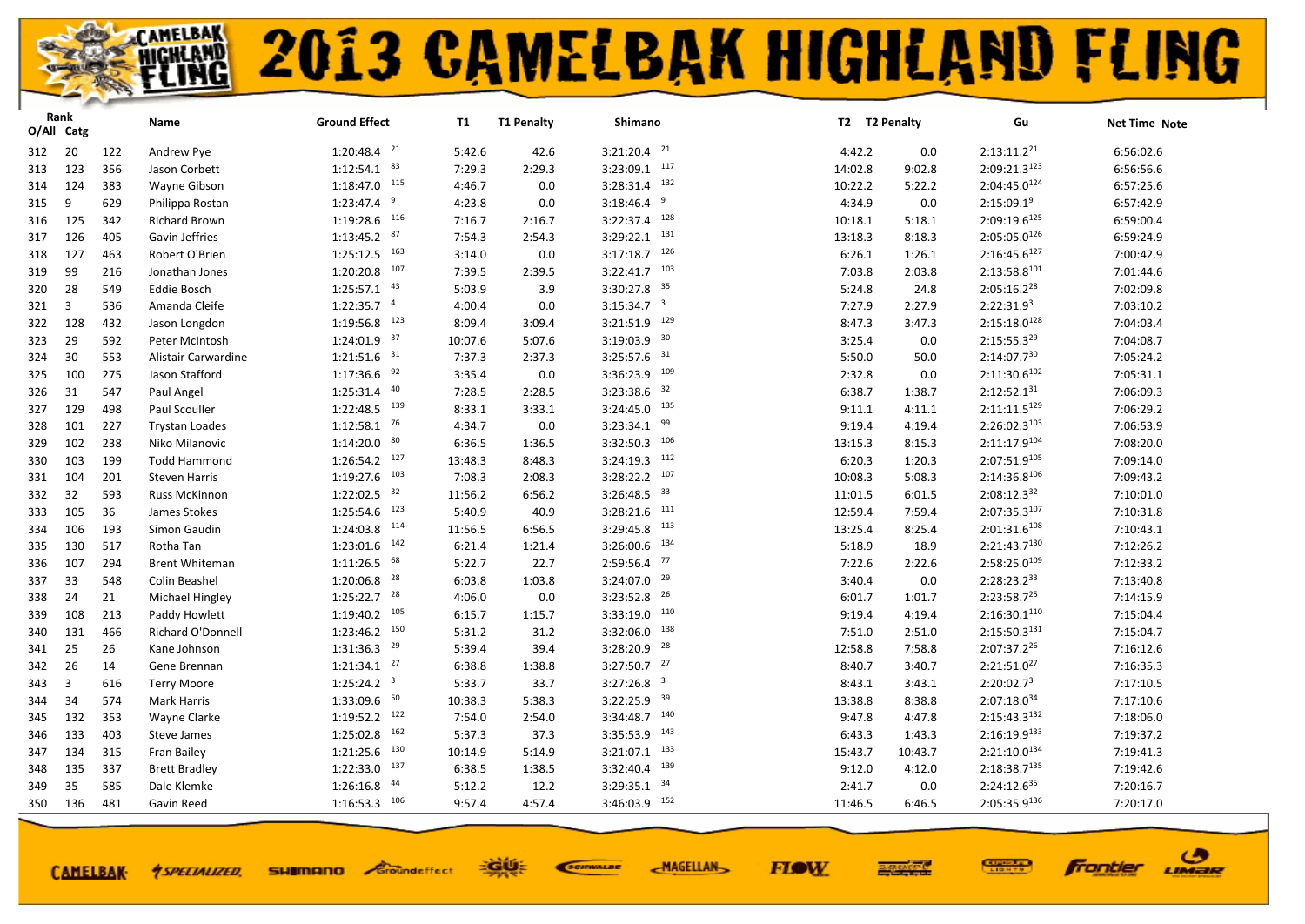# 2013 CAMELBAK HIGHLAND FLING

| Rank O/All | Rank Catg | | Name | Ground Effect | T1 | T1 Penalty | Shimano | T2 | T2 Penalty | Gu | Net Time | Note |
|---|---|---|---|---|---|---|---|---|---|---|---|---|
| 312 | 20 | 122 | Andrew Pye | 1:20:48.4 [21] | 5:42.6 | 42.6 | 3:21:20.4 [21] | 4:42.2 | 0.0 | 2:13:11.2[21] | 6:56:02.6 | |
| 313 | 123 | 356 | Jason Corbett | 1:12:54.1 [83] | 7:29.3 | 2:29.3 | 3:23:09.1 [117] | 14:02.8 | 9:02.8 | 2:09:21.3[123] | 6:56:56.6 | |
| 314 | 124 | 383 | Wayne Gibson | 1:18:47.0 [115] | 4:46.7 | 0.0 | 3:28:31.4 [132] | 10:22.2 | 5:22.2 | 2:04:45.0[124] | 6:57:25.6 | |
| 315 | 9 | 629 | Philippa Rostan | 1:23:47.4 [9] | 4:23.8 | 0.0 | 3:18:46.4 [9] | 4:34.9 | 0.0 | 2:15:09.1[9] | 6:57:42.9 | |
| 316 | 125 | 342 | Richard Brown | 1:19:28.6 [116] | 7:16.7 | 2:16.7 | 3:22:37.4 [128] | 10:18.1 | 5:18.1 | 2:09:19.6[125] | 6:59:00.4 | |
| 317 | 126 | 405 | Gavin Jeffries | 1:13:45.2 [87] | 7:54.3 | 2:54.3 | 3:29:22.1 [131] | 13:18.3 | 8:18.3 | 2:05:05.0[126] | 6:59:24.9 | |
| 318 | 127 | 463 | Robert O'Brien | 1:25:12.5 [163] | 3:14.0 | 0.0 | 3:17:18.7 [126] | 6:26.1 | 1:26.1 | 2:16:45.6[127] | 7:00:42.9 | |
| 319 | 99 | 216 | Jonathan Jones | 1:20:20.8 [107] | 7:39.5 | 2:39.5 | 3:22:41.7 [103] | 7:03.8 | 2:03.8 | 2:13:58.8[101] | 7:01:44.6 | |
| 320 | 28 | 549 | Eddie Bosch | 1:25:57.1 [43] | 5:03.9 | 3.9 | 3:30:27.8 [35] | 5:24.8 | 24.8 | 2:05:16.2[28] | 7:02:09.8 | |
| 321 | 3 | 536 | Amanda Cleife | 1:22:35.7 [4] | 4:00.4 | 0.0 | 3:15:34.7 [3] | 7:27.9 | 2:27.9 | 2:22:31.9[3] | 7:03:10.2 | |
| 322 | 128 | 432 | Jason Longdon | 1:19:56.8 [123] | 8:09.4 | 3:09.4 | 3:21:51.9 [129] | 8:47.3 | 3:47.3 | 2:15:18.0[128] | 7:04:03.4 | |
| 323 | 29 | 592 | Peter McIntosh | 1:24:01.9 [37] | 10:07.6 | 5:07.6 | 3:19:03.9 [30] | 3:25.4 | 0.0 | 2:15:55.3[29] | 7:04:08.7 | |
| 324 | 30 | 553 | Alistair Carwardine | 1:21:51.6 [31] | 7:37.3 | 2:37.3 | 3:25:57.6 [31] | 5:50.0 | 50.0 | 2:14:07.7[30] | 7:05:24.2 | |
| 325 | 100 | 275 | Jason Stafford | 1:17:36.6 [92] | 3:35.4 | 0.0 | 3:36:23.9 [109] | 2:32.8 | 0.0 | 2:11:30.6[102] | 7:05:31.1 | |
| 326 | 31 | 547 | Paul Angel | 1:25:31.4 [40] | 7:28.5 | 2:28.5 | 3:23:38.6 [32] | 6:38.7 | 1:38.7 | 2:12:52.1[31] | 7:06:09.3 | |
| 327 | 129 | 498 | Paul Scouller | 1:22:48.5 [139] | 8:33.1 | 3:33.1 | 3:24:45.0 [135] | 9:11.1 | 4:11.1 | 2:11:11.5[129] | 7:06:29.2 | |
| 328 | 101 | 227 | Trystan Loades | 1:12:58.1 [76] | 4:34.7 | 0.0 | 3:23:34.1 [99] | 9:19.4 | 4:19.4 | 2:26:02.3[103] | 7:06:53.9 | |
| 329 | 102 | 238 | Niko Milanovic | 1:14:20.0 [80] | 6:36.5 | 1:36.5 | 3:32:50.3 [106] | 13:15.3 | 8:15.3 | 2:11:17.9[104] | 7:08:20.0 | |
| 330 | 103 | 199 | Todd Hammond | 1:26:54.2 [127] | 13:48.3 | 8:48.3 | 3:24:19.3 [112] | 6:20.3 | 1:20.3 | 2:07:51.9[105] | 7:09:14.0 | |
| 331 | 104 | 201 | Steven Harris | 1:19:27.6 [103] | 7:08.3 | 2:08.3 | 3:28:22.2 [107] | 10:08.3 | 5:08.3 | 2:14:36.8[106] | 7:09:43.2 | |
| 332 | 32 | 593 | Russ McKinnon | 1:22:02.5 [32] | 11:56.2 | 6:56.2 | 3:26:48.5 [33] | 11:01.5 | 6:01.5 | 2:08:12.3[32] | 7:10:01.0 | |
| 333 | 105 | 36 | James Stokes | 1:25:54.6 [123] | 5:40.9 | 40.9 | 3:28:21.6 [111] | 12:59.4 | 7:59.4 | 2:07:35.3[107] | 7:10:31.8 | |
| 334 | 106 | 193 | Simon Gaudin | 1:24:03.8 [114] | 11:56.5 | 6:56.5 | 3:29:45.8 [113] | 13:25.4 | 8:25.4 | 2:01:31.6[108] | 7:10:43.1 | |
| 335 | 130 | 517 | Rotha Tan | 1:23:01.6 [142] | 6:21.4 | 1:21.4 | 3:26:00.6 [134] | 5:18.9 | 18.9 | 2:21:43.7[130] | 7:12:26.2 | |
| 336 | 107 | 294 | Brent Whiteman | 1:11:26.5 [68] | 5:22.7 | 22.7 | 2:59:56.4 [77] | 7:22.6 | 2:22.6 | 2:58:25.0[109] | 7:12:33.2 | |
| 337 | 33 | 548 | Colin Beashel | 1:20:06.8 [28] | 6:03.8 | 1:03.8 | 3:24:07.0 [29] | 3:40.4 | 0.0 | 2:28:23.2[33] | 7:13:40.8 | |
| 338 | 24 | 21 | Michael Hingley | 1:25:22.7 [28] | 4:06.0 | 0.0 | 3:23:52.8 [26] | 6:01.7 | 1:01.7 | 2:23:58.7[25] | 7:14:15.9 | |
| 339 | 108 | 213 | Paddy Howlett | 1:19:40.2 [105] | 6:15.7 | 1:15.7 | 3:33:19.0 [110] | 9:19.4 | 4:19.4 | 2:16:30.1[110] | 7:15:04.4 | |
| 340 | 131 | 466 | Richard O'Donnell | 1:23:46.2 [150] | 5:31.2 | 31.2 | 3:32:06.0 [138] | 7:51.0 | 2:51.0 | 2:15:50.3[131] | 7:15:04.7 | |
| 341 | 25 | 26 | Kane Johnson | 1:31:36.3 [29] | 5:39.4 | 39.4 | 3:28:20.9 [28] | 12:58.8 | 7:58.8 | 2:07:37.2[26] | 7:16:12.6 | |
| 342 | 26 | 14 | Gene Brennan | 1:21:34.1 [27] | 6:38.8 | 1:38.8 | 3:27:50.7 [27] | 8:40.7 | 3:40.7 | 2:21:51.0[27] | 7:16:35.3 | |
| 343 | 3 | 616 | Terry Moore | 1:25:24.2 [3] | 5:33.7 | 33.7 | 3:27:26.8 [3] | 8:43.1 | 3:43.1 | 2:20:02.7[3] | 7:17:10.5 | |
| 344 | 34 | 574 | Mark Harris | 1:33:09.6 [50] | 10:38.3 | 5:38.3 | 3:22:25.9 [39] | 13:38.8 | 8:38.8 | 2:07:18.0[34] | 7:17:10.6 | |
| 345 | 132 | 353 | Wayne Clarke | 1:19:52.2 [122] | 7:54.0 | 2:54.0 | 3:34:48.7 [140] | 9:47.8 | 4:47.8 | 2:15:43.3[132] | 7:18:06.0 | |
| 346 | 133 | 403 | Steve James | 1:25:02.8 [162] | 5:37.3 | 37.3 | 3:35:53.9 [143] | 6:43.3 | 1:43.3 | 2:16:19.9[133] | 7:19:37.2 | |
| 347 | 134 | 315 | Fran Bailey | 1:21:25.6 [130] | 10:14.9 | 5:14.9 | 3:21:07.1 [133] | 15:43.7 | 10:43.7 | 2:21:10.0[134] | 7:19:41.3 | |
| 348 | 135 | 337 | Brett Bradley | 1:22:33.0 [137] | 6:38.5 | 1:38.5 | 3:32:40.4 [139] | 9:12.0 | 4:12.0 | 2:18:38.7[135] | 7:19:42.6 | |
| 349 | 35 | 585 | Dale Klemke | 1:26:16.8 [44] | 5:12.2 | 12.2 | 3:29:35.1 [34] | 2:41.7 | 0.0 | 2:24:12.6[35] | 7:20:16.7 | |
| 350 | 136 | 481 | Gavin Reed | 1:16:53.3 [106] | 9:57.4 | 4:57.4 | 3:46:03.9 [152] | 11:46.5 | 6:46.5 | 2:05:35.9[136] | 7:20:17.0 | |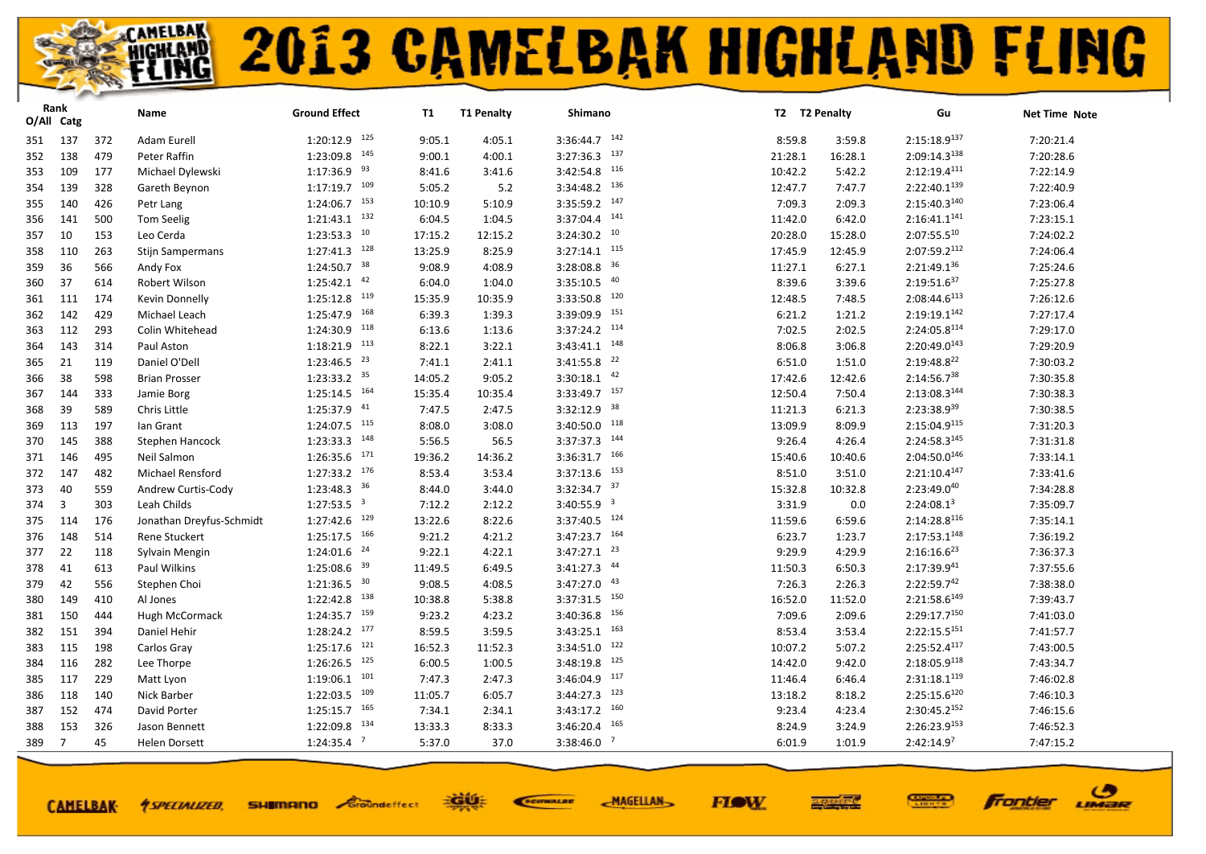# 2013 CAMELBAK HIGHLAND FLING

| Rank O/All | Catg | | Name | Ground Effect | | T1 | T1 Penalty | Shimano | | T2 | T2 Penalty | Gu | Net Time | Note |
|---|---|---|---|---|---|---|---|---|---|---|---|---|---|---|
| 351 | 137 | 372 | Adam Eurell | 1:20:12.9 | 125 | 9:05.1 | 4:05.1 | 3:36:44.7 | 142 | 8:59.8 | 3:59.8 | 2:15:18.9 [137] | 7:20:21.4 | |
| 352 | 138 | 479 | Peter Raffin | 1:23:09.8 | 145 | 9:00.1 | 4:00.1 | 3:27:36.3 | 137 | 21:28.1 | 16:28.1 | 2:09:14.3 [138] | 7:20:28.6 | |
| 353 | 109 | 177 | Michael Dylewski | 1:17:36.9 | 93 | 8:41.6 | 3:41.6 | 3:42:54.8 | 116 | 10:42.2 | 5:42.2 | 2:12:19.4 [111] | 7:22:14.9 | |
| 354 | 139 | 328 | Gareth Beynon | 1:17:19.7 | 109 | 5:05.2 | 5.2 | 3:34:48.2 | 136 | 12:47.7 | 7:47.7 | 2:22:40.1 [139] | 7:22:40.9 | |
| 355 | 140 | 426 | Petr Lang | 1:24:06.7 | 153 | 10:10.9 | 5:10.9 | 3:35:59.2 | 147 | 7:09.3 | 2:09.3 | 2:15:40.3 [140] | 7:23:06.4 | |
| 356 | 141 | 500 | Tom Seelig | 1:21:43.1 | 132 | 6:04.5 | 1:04.5 | 3:37:04.4 | 141 | 11:42.0 | 6:42.0 | 2:16:41.1 [141] | 7:23:15.1 | |
| 357 | 10 | 153 | Leo Cerda | 1:23:53.3 | 10 | 17:15.2 | 12:15.2 | 3:24:30.2 | 10 | 20:28.0 | 15:28.0 | 2:07:55.5 [10] | 7:24:02.2 | |
| 358 | 110 | 263 | Stijn Sampermans | 1:27:41.3 | 128 | 13:25.9 | 8:25.9 | 3:27:14.1 | 115 | 17:45.9 | 12:45.9 | 2:07:59.2 [112] | 7:24:06.4 | |
| 359 | 36 | 566 | Andy Fox | 1:24:50.7 | 38 | 9:08.9 | 4:08.9 | 3:28:08.8 | 36 | 11:27.1 | 6:27.1 | 2:21:49.1 [36] | 7:25:24.6 | |
| 360 | 37 | 614 | Robert Wilson | 1:25:42.1 | 42 | 6:04.0 | 1:04.0 | 3:35:10.5 | 40 | 8:39.6 | 3:39.6 | 2:19:51.6 [37] | 7:25:27.8 | |
| 361 | 111 | 174 | Kevin Donnelly | 1:25:12.8 | 119 | 15:35.9 | 10:35.9 | 3:33:50.8 | 120 | 12:48.5 | 7:48.5 | 2:08:44.6 [113] | 7:26:12.6 | |
| 362 | 142 | 429 | Michael Leach | 1:25:47.9 | 168 | 6:39.3 | 1:39.3 | 3:39:09.9 | 151 | 6:21.2 | 1:21.2 | 2:19:19.1 [142] | 7:27:17.4 | |
| 363 | 112 | 293 | Colin Whitehead | 1:24:30.9 | 118 | 6:13.6 | 1:13.6 | 3:37:24.2 | 114 | 7:02.5 | 2:02.5 | 2:24:05.8 [114] | 7:29:17.0 | |
| 364 | 143 | 314 | Paul Aston | 1:18:21.9 | 113 | 8:22.1 | 3:22.1 | 3:43:41.1 | 148 | 8:06.8 | 3:06.8 | 2:20:49.0 [143] | 7:29:20.9 | |
| 365 | 21 | 119 | Daniel O'Dell | 1:23:46.5 | 23 | 7:41.1 | 2:41.1 | 3:41:55.8 | 22 | 6:51.0 | 1:51.0 | 2:19:48.8 [22] | 7:30:03.2 | |
| 366 | 38 | 598 | Brian Prosser | 1:23:33.2 | 35 | 14:05.2 | 9:05.2 | 3:30:18.1 | 42 | 17:42.6 | 12:42.6 | 2:14:56.7 [38] | 7:30:35.8 | |
| 367 | 144 | 333 | Jamie Borg | 1:25:14.5 | 164 | 15:35.4 | 10:35.4 | 3:33:49.7 | 157 | 12:50.4 | 7:50.4 | 2:13:08.3 [144] | 7:30:38.3 | |
| 368 | 39 | 589 | Chris Little | 1:25:37.9 | 41 | 7:47.5 | 2:47.5 | 3:32:12.9 | 38 | 11:21.3 | 6:21.3 | 2:23:38.9 [39] | 7:30:38.5 | |
| 369 | 113 | 197 | Ian Grant | 1:24:07.5 | 115 | 8:08.0 | 3:08.0 | 3:40:50.0 | 118 | 13:09.9 | 8:09.9 | 2:15:04.9 [115] | 7:31:20.3 | |
| 370 | 145 | 388 | Stephen Hancock | 1:23:33.3 | 148 | 5:56.5 | 56.5 | 3:37:37.3 | 144 | 9:26.4 | 4:26.4 | 2:24:58.3 [145] | 7:31:31.8 | |
| 371 | 146 | 495 | Neil Salmon | 1:26:35.6 | 171 | 19:36.2 | 14:36.2 | 3:36:31.7 | 166 | 15:40.6 | 10:40.6 | 2:04:50.0 [146] | 7:33:14.1 | |
| 372 | 147 | 482 | Michael Rensford | 1:27:33.2 | 176 | 8:53.4 | 3:53.4 | 3:37:13.6 | 153 | 8:51.0 | 3:51.0 | 2:21:10.4 [147] | 7:33:41.6 | |
| 373 | 40 | 559 | Andrew Curtis-Cody | 1:23:48.3 | 36 | 8:44.0 | 3:44.0 | 3:32:34.7 | 37 | 15:32.8 | 10:32.8 | 2:23:49.0 [40] | 7:34:28.8 | |
| 374 | 3 | 303 | Leah Childs | 1:27:53.5 | 3 | 7:12.2 | 2:12.2 | 3:40:55.9 | 3 | 3:31.9 | 0.0 | 2:24:08.1 [3] | 7:35:09.7 | |
| 375 | 114 | 176 | Jonathan Dreyfus-Schmidt | 1:27:42.6 | 129 | 13:22.6 | 8:22.6 | 3:37:40.5 | 124 | 11:59.6 | 6:59.6 | 2:14:28.8 [116] | 7:35:14.1 | |
| 376 | 148 | 514 | Rene Stuckert | 1:25:17.5 | 166 | 9:21.2 | 4:21.2 | 3:47:23.7 | 164 | 6:23.7 | 1:23.7 | 2:17:53.1 [148] | 7:36:19.2 | |
| 377 | 22 | 118 | Sylvain Mengin | 1:24:01.6 | 24 | 9:22.1 | 4:22.1 | 3:47:27.1 | 23 | 9:29.9 | 4:29.9 | 2:16:16.6 [23] | 7:36:37.3 | |
| 378 | 41 | 613 | Paul Wilkins | 1:25:08.6 | 39 | 11:49.5 | 6:49.5 | 3:41:27.3 | 44 | 11:50.3 | 6:50.3 | 2:17:39.9 [41] | 7:37:55.6 | |
| 379 | 42 | 556 | Stephen Choi | 1:21:36.5 | 30 | 9:08.5 | 4:08.5 | 3:47:27.0 | 43 | 7:26.3 | 2:26.3 | 2:22:59.7 [42] | 7:38:38.0 | |
| 380 | 149 | 410 | Al Jones | 1:22:42.8 | 138 | 10:38.8 | 5:38.8 | 3:37:31.5 | 150 | 16:52.0 | 11:52.0 | 2:21:58.6 [149] | 7:39:43.7 | |
| 381 | 150 | 444 | Hugh McCormack | 1:24:35.7 | 159 | 9:23.2 | 4:23.2 | 3:40:36.8 | 156 | 7:09.6 | 2:09.6 | 2:29:17.7 [150] | 7:41:03.0 | |
| 382 | 151 | 394 | Daniel Hehir | 1:28:24.2 | 177 | 8:59.5 | 3:59.5 | 3:43:25.1 | 163 | 8:53.4 | 3:53.4 | 2:22:15.5 [151] | 7:41:57.7 | |
| 383 | 115 | 198 | Carlos Gray | 1:25:17.6 | 121 | 16:52.3 | 11:52.3 | 3:34:51.0 | 122 | 10:07.2 | 5:07.2 | 2:25:52.4 [117] | 7:43:00.5 | |
| 384 | 116 | 282 | Lee Thorpe | 1:26:26.5 | 125 | 6:00.5 | 1:00.5 | 3:48:19.8 | 125 | 14:42.0 | 9:42.0 | 2:18:05.9 [118] | 7:43:34.7 | |
| 385 | 117 | 229 | Matt Lyon | 1:19:06.1 | 101 | 7:47.3 | 2:47.3 | 3:46:04.9 | 117 | 11:46.4 | 6:46.4 | 2:31:18.1 [119] | 7:46:02.8 | |
| 386 | 118 | 140 | Nick Barber | 1:22:03.5 | 109 | 11:05.7 | 6:05.7 | 3:44:27.3 | 123 | 13:18.2 | 8:18.2 | 2:25:15.6 [120] | 7:46:10.3 | |
| 387 | 152 | 474 | David Porter | 1:25:15.7 | 165 | 7:34.1 | 2:34.1 | 3:43:17.2 | 160 | 9:23.4 | 4:23.4 | 2:30:45.2 [152] | 7:46:15.6 | |
| 388 | 153 | 326 | Jason Bennett | 1:22:09.8 | 134 | 13:33.3 | 8:33.3 | 3:46:20.4 | 165 | 8:24.9 | 3:24.9 | 2:26:23.9 [153] | 7:46:52.3 | |
| 389 | 7 | 45 | Helen Dorsett | 1:24:35.4 | 7 | 5:37.0 | 37.0 | 3:38:46.0 | 7 | 6:01.9 | 1:01.9 | 2:42:14.9 [7] | 7:47:15.2 | |

CAMELBAK · SPECIALIZED · SHIMANO · Groundeffect · GU · SCHWALBE · MAGELLAN · FLOW · Exposure Lights · Frontier · LIMAR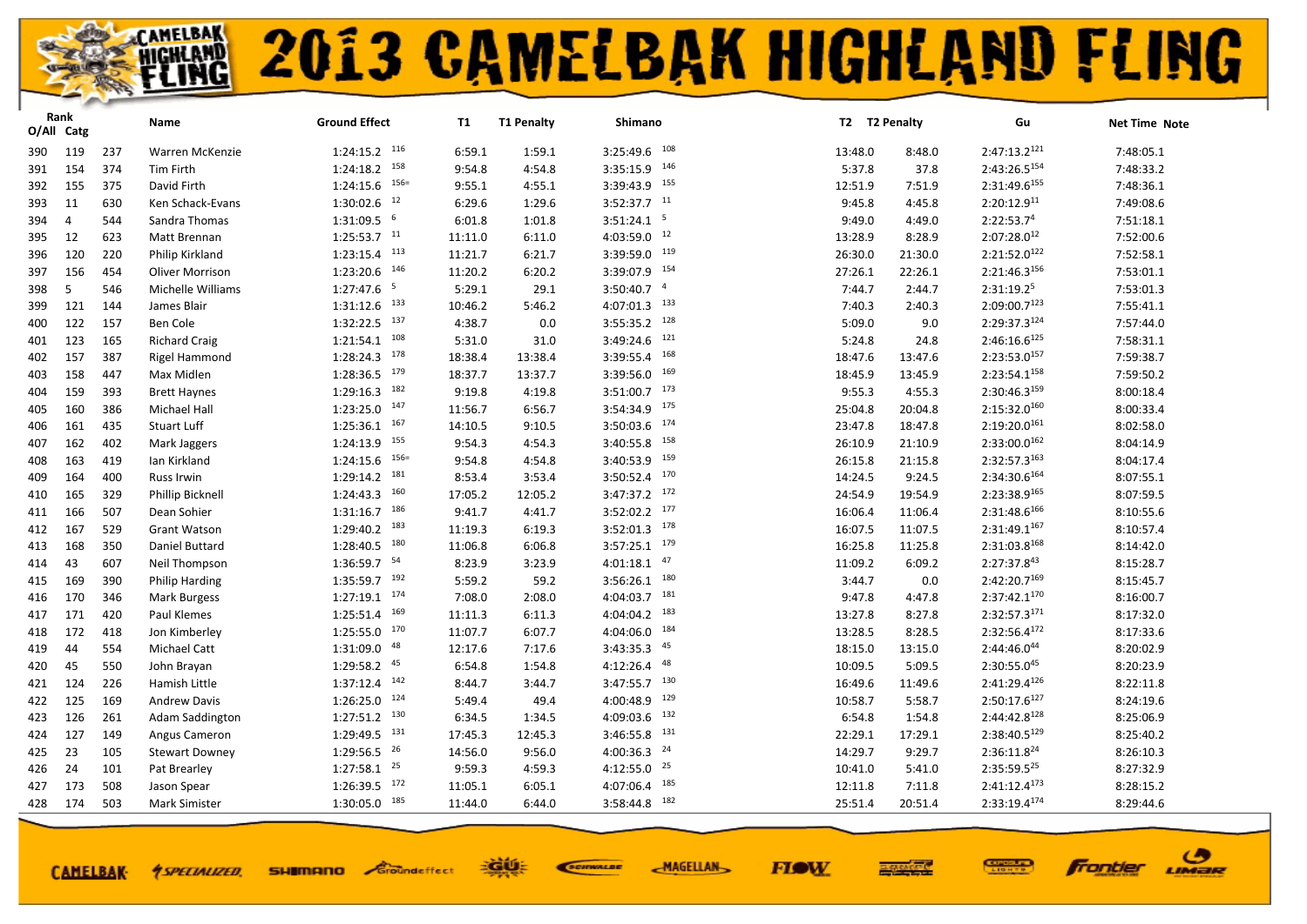# 2013 CAMELBAK HIGHLAND FLING

| Rank O/All | Rank Catg | | Name | Ground Effect | | T1 | T1 Penalty | Shimano | | T2 | T2 Penalty | Gu | Net Time | Note |
|---|---|---|---|---|---|---|---|---|---|---|---|---|---|---|
| 390 | 119 | 237 | Warren McKenzie | 1:24:15.2 | 116 | 6:59.1 | 1:59.1 | 3:25:49.6 | 108 | 13:48.0 | 8:48.0 | 2:47:13.2[121] | 7:48:05.1 | |
| 391 | 154 | 374 | Tim Firth | 1:24:18.2 | 158 | 9:54.8 | 4:54.8 | 3:35:15.9 | 146 | 5:37.8 | 37.8 | 2:43:26.5[154] | 7:48:33.2 | |
| 392 | 155 | 375 | David Firth | 1:24:15.6 | 156= | 9:55.1 | 4:55.1 | 3:39:43.9 | 155 | 12:51.9 | 7:51.9 | 2:31:49.6[155] | 7:48:36.1 | |
| 393 | 11 | 630 | Ken Schack-Evans | 1:30:02.6 | 12 | 6:29.6 | 1:29.6 | 3:52:37.7 | 11 | 9:45.8 | 4:45.8 | 2:20:12.9[11] | 7:49:08.6 | |
| 394 | 4 | 544 | Sandra Thomas | 1:31:09.5 | 6 | 6:01.8 | 1:01.8 | 3:51:24.1 | 5 | 9:49.0 | 4:49.0 | 2:22:53.7[4] | 7:51:18.1 | |
| 395 | 12 | 623 | Matt Brennan | 1:25:53.7 | 11 | 11:11.0 | 6:11.0 | 4:03:59.0 | 12 | 13:28.9 | 8:28.9 | 2:07:28.0[12] | 7:52:00.6 | |
| 396 | 120 | 220 | Philip Kirkland | 1:23:15.4 | 113 | 11:21.7 | 6:21.7 | 3:39:59.0 | 119 | 26:30.0 | 21:30.0 | 2:21:52.0[122] | 7:52:58.1 | |
| 397 | 156 | 454 | Oliver Morrison | 1:23:20.6 | 146 | 11:20.2 | 6:20.2 | 3:39:07.9 | 154 | 27:26.1 | 22:26.1 | 2:21:46.3[156] | 7:53:01.1 | |
| 398 | 5 | 546 | Michelle Williams | 1:27:47.6 | 5 | 5:29.1 | 29.1 | 3:50:40.7 | 4 | 7:44.7 | 2:44.7 | 2:31:19.2[5] | 7:53:01.3 | |
| 399 | 121 | 144 | James Blair | 1:31:12.6 | 133 | 10:46.2 | 5:46.2 | 4:07:01.3 | 133 | 7:40.3 | 2:40.3 | 2:09:00.7[123] | 7:55:41.1 | |
| 400 | 122 | 157 | Ben Cole | 1:32:22.5 | 137 | 4:38.7 | 0.0 | 3:55:35.2 | 128 | 5:09.0 | 9.0 | 2:29:37.3[124] | 7:57:44.0 | |
| 401 | 123 | 165 | Richard Craig | 1:21:54.1 | 108 | 5:31.0 | 31.0 | 3:49:24.6 | 121 | 5:24.8 | 24.8 | 2:46:16.6[125] | 7:58:31.1 | |
| 402 | 157 | 387 | Rigel Hammond | 1:28:24.3 | 178 | 18:38.4 | 13:38.4 | 3:39:55.4 | 168 | 18:47.6 | 13:47.6 | 2:23:53.0[157] | 7:59:38.7 | |
| 403 | 158 | 447 | Max Midlen | 1:28:36.5 | 179 | 18:37.7 | 13:37.7 | 3:39:56.0 | 169 | 18:45.9 | 13:45.9 | 2:23:54.1[158] | 7:59:50.2 | |
| 404 | 159 | 393 | Brett Haynes | 1:29:16.3 | 182 | 9:19.8 | 4:19.8 | 3:51:00.7 | 173 | 9:55.3 | 4:55.3 | 2:30:46.3[159] | 8:00:18.4 | |
| 405 | 160 | 386 | Michael Hall | 1:23:25.0 | 147 | 11:56.7 | 6:56.7 | 3:54:34.9 | 175 | 25:04.8 | 20:04.8 | 2:15:32.0[160] | 8:00:33.4 | |
| 406 | 161 | 435 | Stuart Luff | 1:25:36.1 | 167 | 14:10.5 | 9:10.5 | 3:50:03.6 | 174 | 23:47.8 | 18:47.8 | 2:19:20.0[161] | 8:02:58.0 | |
| 407 | 162 | 402 | Mark Jaggers | 1:24:13.9 | 155 | 9:54.3 | 4:54.3 | 3:40:55.8 | 158 | 26:10.9 | 21:10.9 | 2:33:00.0[162] | 8:04:14.9 | |
| 408 | 163 | 419 | Ian Kirkland | 1:24:15.6 | 156= | 9:54.8 | 4:54.8 | 3:40:53.9 | 159 | 26:15.8 | 21:15.8 | 2:32:57.3[163] | 8:04:17.4 | |
| 409 | 164 | 400 | Russ Irwin | 1:29:14.2 | 181 | 8:53.4 | 3:53.4 | 3:50:52.4 | 170 | 14:24.5 | 9:24.5 | 2:34:30.6[164] | 8:07:55.1 | |
| 410 | 165 | 329 | Phillip Bicknell | 1:24:43.3 | 160 | 17:05.2 | 12:05.2 | 3:47:37.2 | 172 | 24:54.9 | 19:54.9 | 2:23:38.9[165] | 8:07:59.5 | |
| 411 | 166 | 507 | Dean Sohier | 1:31:16.7 | 186 | 9:41.7 | 4:41.7 | 3:52:02.2 | 177 | 16:06.4 | 11:06.4 | 2:31:48.6[166] | 8:10:55.6 | |
| 412 | 167 | 529 | Grant Watson | 1:29:40.2 | 183 | 11:19.3 | 6:19.3 | 3:52:01.3 | 178 | 16:07.5 | 11:07.5 | 2:31:49.1[167] | 8:10:57.4 | |
| 413 | 168 | 350 | Daniel Buttard | 1:28:40.5 | 180 | 11:06.8 | 6:06.8 | 3:57:25.1 | 179 | 16:25.8 | 11:25.8 | 2:31:03.8[168] | 8:14:42.0 | |
| 414 | 43 | 607 | Neil Thompson | 1:36:59.7 | 54 | 8:23.9 | 3:23.9 | 4:01:18.1 | 47 | 11:09.2 | 6:09.2 | 2:27:37.8[43] | 8:15:28.7 | |
| 415 | 169 | 390 | Philip Harding | 1:35:59.7 | 192 | 5:59.2 | 59.2 | 3:56:26.1 | 180 | 3:44.7 | 0.0 | 2:42:20.7[169] | 8:15:45.7 | |
| 416 | 170 | 346 | Mark Burgess | 1:27:19.1 | 174 | 7:08.0 | 2:08.0 | 4:04:03.7 | 181 | 9:47.8 | 4:47.8 | 2:37:42.1[170] | 8:16:00.7 | |
| 417 | 171 | 420 | Paul Klemes | 1:25:51.4 | 169 | 11:11.3 | 6:11.3 | 4:04:04.2 | 183 | 13:27.8 | 8:27.8 | 2:32:57.3[171] | 8:17:32.0 | |
| 418 | 172 | 418 | Jon Kimberley | 1:25:55.0 | 170 | 11:07.7 | 6:07.7 | 4:04:06.0 | 184 | 13:28.5 | 8:28.5 | 2:32:56.4[172] | 8:17:33.6 | |
| 419 | 44 | 554 | Michael Catt | 1:31:09.0 | 48 | 12:17.6 | 7:17.6 | 3:43:35.3 | 45 | 18:15.0 | 13:15.0 | 2:44:46.0[44] | 8:20:02.9 | |
| 420 | 45 | 550 | John Brayan | 1:29:58.2 | 45 | 6:54.8 | 1:54.8 | 4:12:26.4 | 48 | 10:09.5 | 5:09.5 | 2:30:55.0[45] | 8:20:23.9 | |
| 421 | 124 | 226 | Hamish Little | 1:37:12.4 | 142 | 8:44.7 | 3:44.7 | 3:47:55.7 | 130 | 16:49.6 | 11:49.6 | 2:41:29.4[126] | 8:22:11.8 | |
| 422 | 125 | 169 | Andrew Davis | 1:26:25.0 | 124 | 5:49.4 | 49.4 | 4:00:48.9 | 129 | 10:58.7 | 5:58.7 | 2:50:17.6[127] | 8:24:19.6 | |
| 423 | 126 | 261 | Adam Saddington | 1:27:51.2 | 130 | 6:34.5 | 1:34.5 | 4:09:03.6 | 132 | 6:54.8 | 1:54.8 | 2:44:42.8[128] | 8:25:06.9 | |
| 424 | 127 | 149 | Angus Cameron | 1:29:49.5 | 131 | 17:45.3 | 12:45.3 | 3:46:55.8 | 131 | 22:29.1 | 17:29.1 | 2:38:40.5[129] | 8:25:40.2 | |
| 425 | 23 | 105 | Stewart Downey | 1:29:56.5 | 26 | 14:56.0 | 9:56.0 | 4:00:36.3 | 24 | 14:29.7 | 9:29.7 | 2:36:11.8[24] | 8:26:10.3 | |
| 426 | 24 | 101 | Pat Brearley | 1:27:58.1 | 25 | 9:59.3 | 4:59.3 | 4:12:55.0 | 25 | 10:41.0 | 5:41.0 | 2:35:59.5[25] | 8:27:32.9 | |
| 427 | 173 | 508 | Jason Spear | 1:26:39.5 | 172 | 11:05.1 | 6:05.1 | 4:07:06.4 | 185 | 12:11.8 | 7:11.8 | 2:41:12.4[173] | 8:28:15.2 | |
| 428 | 174 | 503 | Mark Simister | 1:30:05.0 | 185 | 11:44.0 | 6:44.0 | 3:58:44.8 | 182 | 25:51.4 | 20:51.4 | 2:33:19.4[174] | 8:29:44.6 | |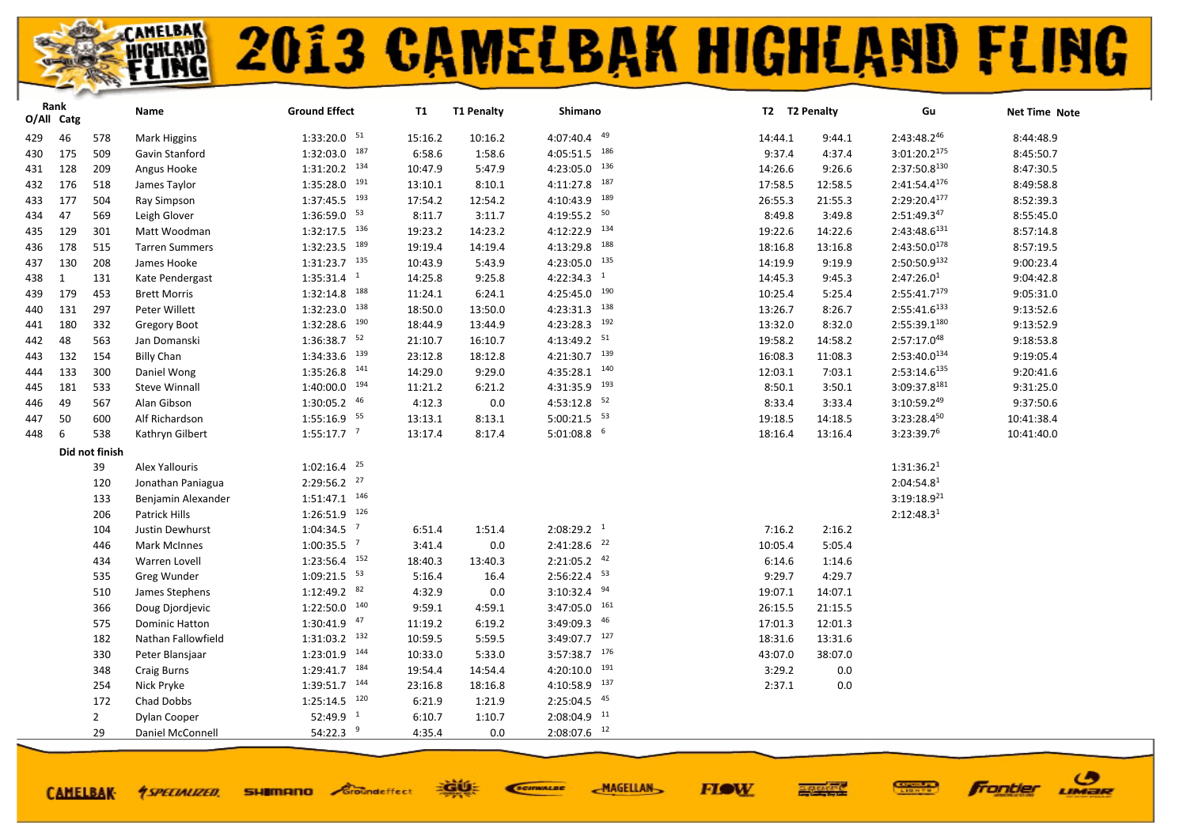# 2013 CAMELBAK HIGHLAND FLING

| Rank O/All | Rank Catg | | Name | Ground Effect | | T1 | T1 Penalty | Shimano | | T2 | T2 Penalty | Gu | | Net Time | Note |
|---|---|---|---|---|---|---|---|---|---|---|---|---|---|---|---|
| 429 | 46 | 578 | Mark Higgins | 1:33:20.0 | 51 | 15:16.2 | 10:16.2 | 4:07:40.4 | 49 | 14:44.1 | 9:44.1 | 2:43:48.2 | 46 | 8:44:48.9 | |
| 430 | 175 | 509 | Gavin Stanford | 1:32:03.0 | 187 | 6:58.6 | 1:58.6 | 4:05:51.5 | 186 | 9:37.4 | 4:37.4 | 3:01:20.2 | 175 | 8:45:50.7 | |
| 431 | 128 | 209 | Angus Hooke | 1:31:20.2 | 134 | 10:47.9 | 5:47.9 | 4:23:05.0 | 136 | 14:26.6 | 9:26.6 | 2:37:50.8 | 130 | 8:47:30.5 | |
| 432 | 176 | 518 | James Taylor | 1:35:28.0 | 191 | 13:10.1 | 8:10.1 | 4:11:27.8 | 187 | 17:58.5 | 12:58.5 | 2:41:54.4 | 176 | 8:49:58.8 | |
| 433 | 177 | 504 | Ray Simpson | 1:37:45.5 | 193 | 17:54.2 | 12:54.2 | 4:10:43.9 | 189 | 26:55.3 | 21:55.3 | 2:29:20.4 | 177 | 8:52:39.3 | |
| 434 | 47 | 569 | Leigh Glover | 1:36:59.0 | 53 | 8:11.7 | 3:11.7 | 4:19:55.2 | 50 | 8:49.8 | 3:49.8 | 2:51:49.3 | 47 | 8:55:45.0 | |
| 435 | 129 | 301 | Matt Woodman | 1:32:17.5 | 136 | 19:23.2 | 14:23.2 | 4:12:22.9 | 134 | 19:22.6 | 14:22.6 | 2:43:48.6 | 131 | 8:57:14.8 | |
| 436 | 178 | 515 | Tarren Summers | 1:32:23.5 | 189 | 19:19.4 | 14:19.4 | 4:13:29.8 | 188 | 18:16.8 | 13:16.8 | 2:43:50.0 | 178 | 8:57:19.5 | |
| 437 | 130 | 208 | James Hooke | 1:31:23.7 | 135 | 10:43.9 | 5:43.9 | 4:23:05.0 | 135 | 14:19.9 | 9:19.9 | 2:50:50.9 | 132 | 9:00:23.4 | |
| 438 | 1 | 131 | Kate Pendergast | 1:35:31.4 | 1 | 14:25.8 | 9:25.8 | 4:22:34.3 | 1 | 14:45.3 | 9:45.3 | 2:47:26.0 | 1 | 9:04:42.8 | |
| 439 | 179 | 453 | Brett Morris | 1:32:14.8 | 188 | 11:24.1 | 6:24.1 | 4:25:45.0 | 190 | 10:25.4 | 5:25.4 | 2:55:41.7 | 179 | 9:05:31.0 | |
| 440 | 131 | 297 | Peter Willett | 1:32:23.0 | 138 | 18:50.0 | 13:50.0 | 4:23:31.3 | 138 | 13:26.7 | 8:26.7 | 2:55:41.6 | 133 | 9:13:52.6 | |
| 441 | 180 | 332 | Gregory Boot | 1:32:28.6 | 190 | 18:44.9 | 13:44.9 | 4:23:28.3 | 192 | 13:32.0 | 8:32.0 | 2:55:39.1 | 180 | 9:13:52.9 | |
| 442 | 48 | 563 | Jan Domanski | 1:36:38.7 | 52 | 21:10.7 | 16:10.7 | 4:13:49.2 | 51 | 19:58.2 | 14:58.2 | 2:57:17.0 | 48 | 9:18:53.8 | |
| 443 | 132 | 154 | Billy Chan | 1:34:33.6 | 139 | 23:12.8 | 18:12.8 | 4:21:30.7 | 139 | 16:08.3 | 11:08.3 | 2:53:40.0 | 134 | 9:19:05.4 | |
| 444 | 133 | 300 | Daniel Wong | 1:35:26.8 | 141 | 14:29.0 | 9:29.0 | 4:35:28.1 | 140 | 12:03.1 | 7:03.1 | 2:53:14.6 | 135 | 9:20:41.6 | |
| 445 | 181 | 533 | Steve Winnall | 1:40:00.0 | 194 | 11:21.2 | 6:21.2 | 4:31:35.9 | 193 | 8:50.1 | 3:50.1 | 3:09:37.8 | 181 | 9:31:25.0 | |
| 446 | 49 | 567 | Alan Gibson | 1:30:05.2 | 46 | 4:12.3 | 0.0 | 4:53:12.8 | 52 | 8:33.4 | 3:33.4 | 3:10:59.2 | 49 | 9:37:50.6 | |
| 447 | 50 | 600 | Alf Richardson | 1:55:16.9 | 55 | 13:13.1 | 8:13.1 | 5:00:21.5 | 53 | 19:18.5 | 14:18.5 | 3:23:28.4 | 50 | 10:41:38.4 | |
| 448 | 6 | 538 | Kathryn Gilbert | 1:55:17.7 | 7 | 13:17.4 | 8:17.4 | 5:01:08.8 | 6 | 18:16.4 | 13:16.4 | 3:23:39.7 | 6 | 10:41:40.0 | |
| | **Did not finish** | | | | | | | | | | | | | | |
| | | 39 | Alex Yallouris | 1:02:16.4 | 25 | | | | | | | 1:31:36.2 | 1 | | |
| | | 120 | Jonathan Paniagua | 2:29:56.2 | 27 | | | | | | | 2:04:54.8 | 1 | | |
| | | 133 | Benjamin Alexander | 1:51:47.1 | 146 | | | | | | | 3:19:18.9 | 21 | | |
| | | 206 | Patrick Hills | 1:26:51.9 | 126 | | | | | | | 2:12:48.3 | 1 | | |
| | | 104 | Justin Dewhurst | 1:04:34.5 | 7 | 6:51.4 | 1:51.4 | 2:08:29.2 | 1 | 7:16.2 | 2:16.2 | | | | |
| | | 446 | Mark McInnes | 1:00:35.5 | 7 | 3:41.4 | 0.0 | 2:41:28.6 | 22 | 10:05.4 | 5:05.4 | | | | |
| | | 434 | Warren Lovell | 1:23:56.4 | 152 | 18:40.3 | 13:40.3 | 2:21:05.2 | 42 | 6:14.6 | 1:14.6 | | | | |
| | | 535 | Greg Wunder | 1:09:21.5 | 53 | 5:16.4 | 16.4 | 2:56:22.4 | 53 | 9:29.7 | 4:29.7 | | | | |
| | | 510 | James Stephens | 1:12:49.2 | 82 | 4:32.9 | 0.0 | 3:10:32.4 | 94 | 19:07.1 | 14:07.1 | | | | |
| | | 366 | Doug Djordjevic | 1:22:50.0 | 140 | 9:59.1 | 4:59.1 | 3:47:05.0 | 161 | 26:15.5 | 21:15.5 | | | | |
| | | 575 | Dominic Hatton | 1:30:41.9 | 47 | 11:19.2 | 6:19.2 | 3:49:09.3 | 46 | 17:01.3 | 12:01.3 | | | | |
| | | 182 | Nathan Fallowfield | 1:31:03.2 | 132 | 10:59.5 | 5:59.5 | 3:49:07.7 | 127 | 18:31.6 | 13:31.6 | | | | |
| | | 330 | Peter Blansjaar | 1:23:01.9 | 144 | 10:33.0 | 5:33.0 | 3:57:38.7 | 176 | 43:07.0 | 38:07.0 | | | | |
| | | 348 | Craig Burns | 1:29:41.7 | 184 | 19:54.4 | 14:54.4 | 4:20:10.0 | 191 | 3:29.2 | 0.0 | | | | |
| | | 254 | Nick Pryke | 1:39:51.7 | 144 | 23:16.8 | 18:16.8 | 4:10:58.9 | 137 | 2:37.1 | 0.0 | | | | |
| | | 172 | Chad Dobbs | 1:25:14.5 | 120 | 6:21.9 | 1:21.9 | 2:25:04.5 | 45 | | | | | | |
| | | 2 | Dylan Cooper | 52:49.9 | 1 | 6:10.7 | 1:10.7 | 2:08:04.9 | 11 | | | | | | |
| | | 29 | Daniel McConnell | 54:22.3 | 9 | 4:35.4 | 0.0 | 2:08:07.6 | 12 | | | | | | |

CAMELBAK · SPECIALIZED · SHIMANO · Groundeffect · GU · SCHWALBE · MAGELLAN · FLOW · Frontier · LIMAR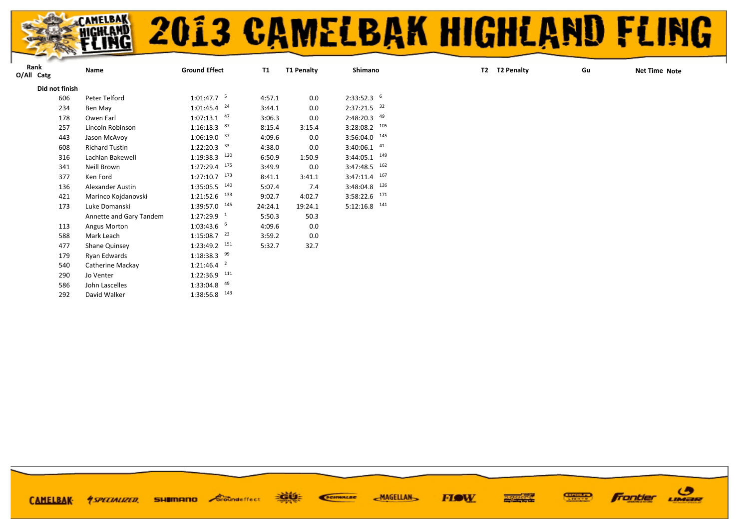# 2013 CAMELBAK HIGHLAND FLING

| Rank O/All | Catg | Name | Ground Effect | | T1 | T1 Penalty | Shimano | | T2 | T2 Penalty | Gu | Net Time | Note |
|---|---|---|---|---|---|---|---|---|---|---|---|---|---|
| **Did not finish** | | | | | | | | | | | | | |
| | 606 | Peter Telford | 1:01:47.7 | 5 | 4:57.1 | 0.0 | 2:33:52.3 | 6 | | | | | |
| | 234 | Ben May | 1:01:45.4 | 24 | 3:44.1 | 0.0 | 2:37:21.5 | 32 | | | | | |
| | 178 | Owen Earl | 1:07:13.1 | 47 | 3:06.3 | 0.0 | 2:48:20.3 | 49 | | | | | |
| | 257 | Lincoln Robinson | 1:16:18.3 | 87 | 8:15.4 | 3:15.4 | 3:28:08.2 | 105 | | | | | |
| | 443 | Jason McAvoy | 1:06:19.0 | 37 | 4:09.6 | 0.0 | 3:56:04.0 | 145 | | | | | |
| | 608 | Richard Tustin | 1:22:20.3 | 33 | 4:38.0 | 0.0 | 3:40:06.1 | 41 | | | | | |
| | 316 | Lachlan Bakewell | 1:19:38.3 | 120 | 6:50.9 | 1:50.9 | 3:44:05.1 | 149 | | | | | |
| | 341 | Neill Brown | 1:27:29.4 | 175 | 3:49.9 | 0.0 | 3:47:48.5 | 162 | | | | | |
| | 377 | Ken Ford | 1:27:10.7 | 173 | 8:41.1 | 3:41.1 | 3:47:11.4 | 167 | | | | | |
| | 136 | Alexander Austin | 1:35:05.5 | 140 | 5:07.4 | 7.4 | 3:48:04.8 | 126 | | | | | |
| | 421 | Marinco Kojdanovski | 1:21:52.6 | 133 | 9:02.7 | 4:02.7 | 3:58:22.6 | 171 | | | | | |
| | 173 | Luke Domanski | 1:39:57.0 | 145 | 24:24.1 | 19:24.1 | 5:12:16.8 | 141 | | | | | |
| | | Annette and Gary Tandem | 1:27:29.9 | 1 | 5:50.3 | 50.3 | | | | | | | |
| | 113 | Angus Morton | 1:03:43.6 | 6 | 4:09.6 | 0.0 | | | | | | | |
| | 588 | Mark Leach | 1:15:08.7 | 23 | 3:59.2 | 0.0 | | | | | | | |
| | 477 | Shane Quinsey | 1:23:49.2 | 151 | 5:32.7 | 32.7 | | | | | | | |
| | 179 | Ryan Edwards | 1:18:38.3 | 99 | | | | | | | | | |
| | 540 | Catherine Mackay | 1:21:46.4 | 2 | | | | | | | | | |
| | 290 | Jo Venter | 1:22:36.9 | 111 | | | | | | | | | |
| | 586 | John Lascelles | 1:33:04.8 | 49 | | | | | | | | | |
| | 292 | David Walker | 1:38:56.8 | 143 | | | | | | | | | |